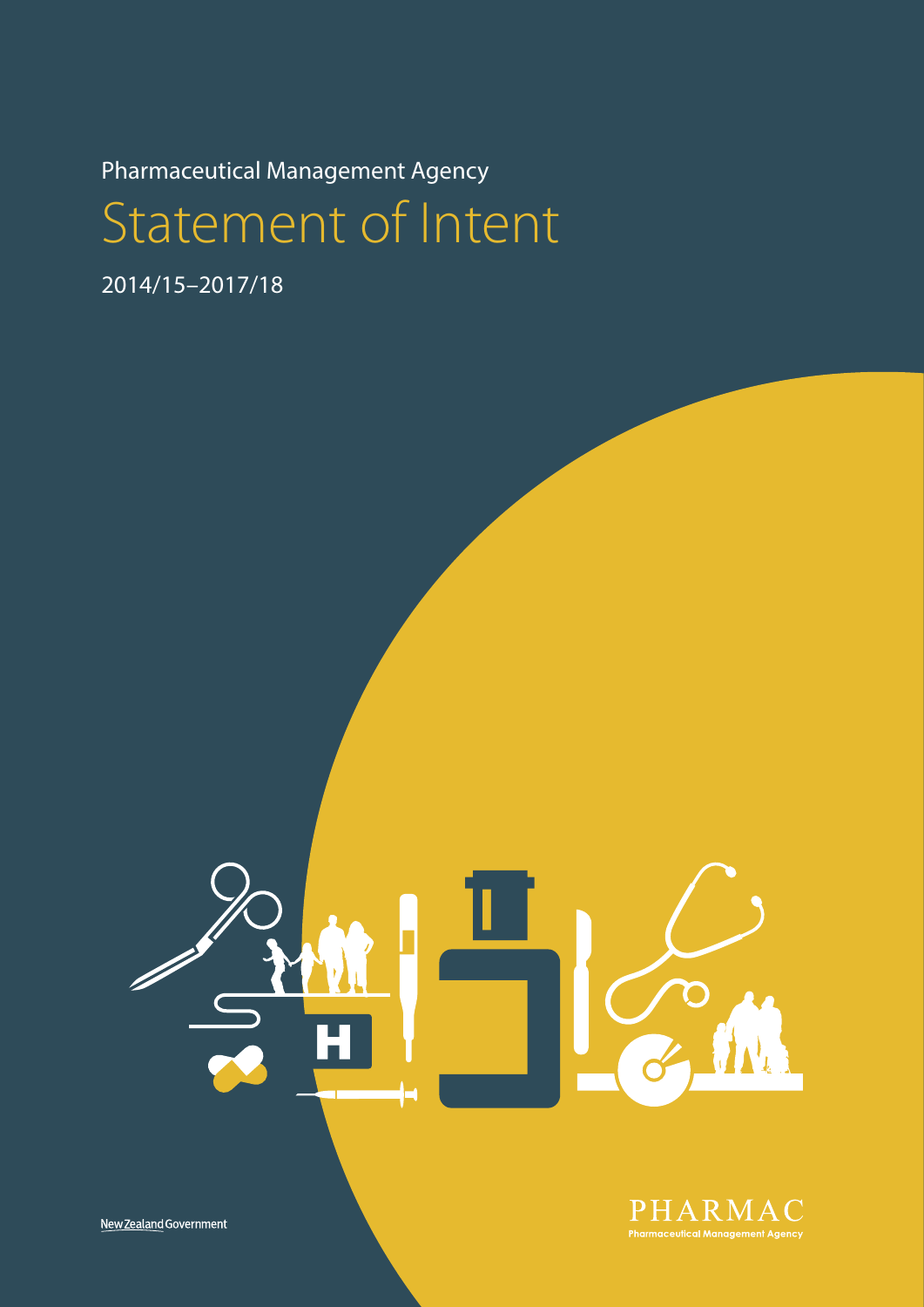Pharmaceutical Management Agency

# Statement of Intent

2014/15–2017/18

New Zealand Government

PHARMAC
Pharmaceutical Management Agency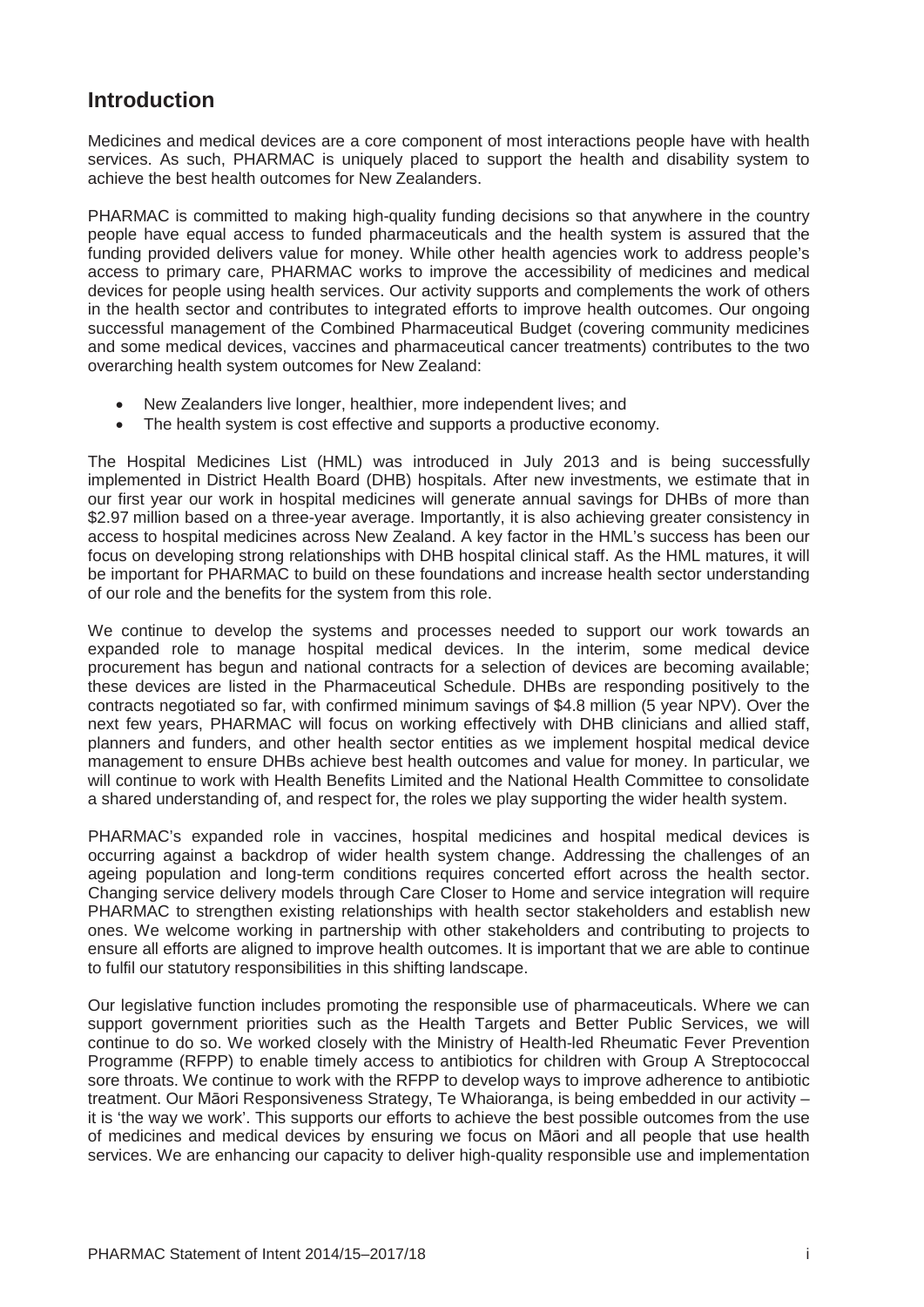## Introduction

Medicines and medical devices are a core component of most interactions people have with health services. As such, PHARMAC is uniquely placed to support the health and disability system to achieve the best health outcomes for New Zealanders.

PHARMAC is committed to making high-quality funding decisions so that anywhere in the country people have equal access to funded pharmaceuticals and the health system is assured that the funding provided delivers value for money. While other health agencies work to address people's access to primary care, PHARMAC works to improve the accessibility of medicines and medical devices for people using health services. Our activity supports and complements the work of others in the health sector and contributes to integrated efforts to improve health outcomes. Our ongoing successful management of the Combined Pharmaceutical Budget (covering community medicines and some medical devices, vaccines and pharmaceutical cancer treatments) contributes to the two overarching health system outcomes for New Zealand:

- New Zealanders live longer, healthier, more independent lives; and
- The health system is cost effective and supports a productive economy.

The Hospital Medicines List (HML) was introduced in July 2013 and is being successfully implemented in District Health Board (DHB) hospitals. After new investments, we estimate that in our first year our work in hospital medicines will generate annual savings for DHBs of more than $2.97 million based on a three-year average. Importantly, it is also achieving greater consistency in access to hospital medicines across New Zealand. A key factor in the HML's success has been our focus on developing strong relationships with DHB hospital clinical staff. As the HML matures, it will be important for PHARMAC to build on these foundations and increase health sector understanding of our role and the benefits for the system from this role.

We continue to develop the systems and processes needed to support our work towards an expanded role to manage hospital medical devices. In the interim, some medical device procurement has begun and national contracts for a selection of devices are becoming available; these devices are listed in the Pharmaceutical Schedule. DHBs are responding positively to the contracts negotiated so far, with confirmed minimum savings of $4.8 million (5 year NPV). Over the next few years, PHARMAC will focus on working effectively with DHB clinicians and allied staff, planners and funders, and other health sector entities as we implement hospital medical device management to ensure DHBs achieve best health outcomes and value for money. In particular, we will continue to work with Health Benefits Limited and the National Health Committee to consolidate a shared understanding of, and respect for, the roles we play supporting the wider health system.

PHARMAC's expanded role in vaccines, hospital medicines and hospital medical devices is occurring against a backdrop of wider health system change. Addressing the challenges of an ageing population and long-term conditions requires concerted effort across the health sector. Changing service delivery models through Care Closer to Home and service integration will require PHARMAC to strengthen existing relationships with health sector stakeholders and establish new ones. We welcome working in partnership with other stakeholders and contributing to projects to ensure all efforts are aligned to improve health outcomes. It is important that we are able to continue to fulfil our statutory responsibilities in this shifting landscape.

Our legislative function includes promoting the responsible use of pharmaceuticals. Where we can support government priorities such as the Health Targets and Better Public Services, we will continue to do so. We worked closely with the Ministry of Health-led Rheumatic Fever Prevention Programme (RFPP) to enable timely access to antibiotics for children with Group A Streptococcal sore throats. We continue to work with the RFPP to develop ways to improve adherence to antibiotic treatment. Our Māori Responsiveness Strategy, Te Whaioranga, is being embedded in our activity – it is 'the way we work'. This supports our efforts to achieve the best possible outcomes from the use of medicines and medical devices by ensuring we focus on Māori and all people that use health services. We are enhancing our capacity to deliver high-quality responsible use and implementation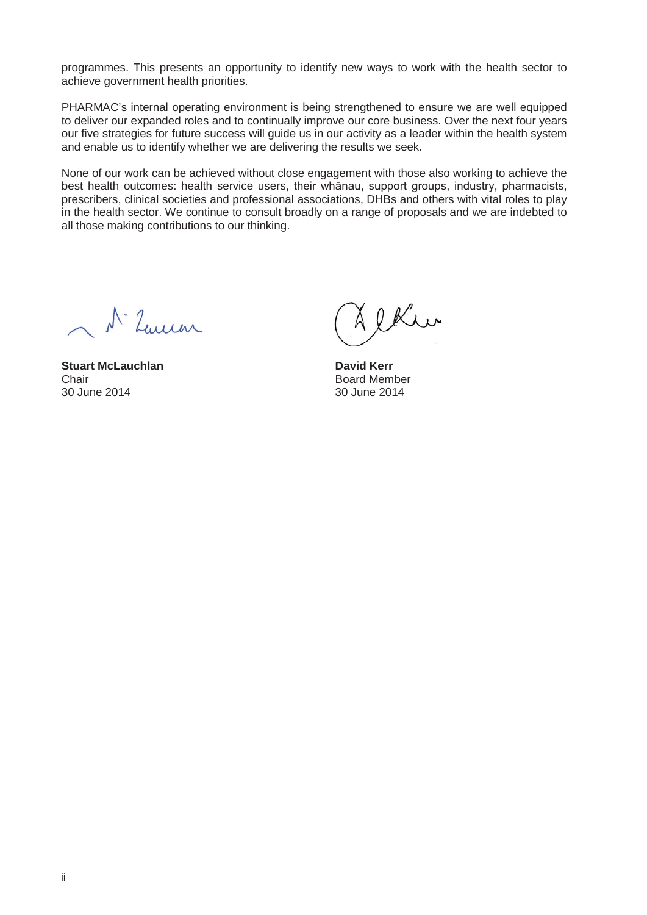programmes. This presents an opportunity to identify new ways to work with the health sector to achieve government health priorities.

PHARMAC's internal operating environment is being strengthened to ensure we are well equipped to deliver our expanded roles and to continually improve our core business. Over the next four years our five strategies for future success will guide us in our activity as a leader within the health system and enable us to identify whether we are delivering the results we seek.

None of our work can be achieved without close engagement with those also working to achieve the best health outcomes: health service users, their whānau, support groups, industry, pharmacists, prescribers, clinical societies and professional associations, DHBs and others with vital roles to play in the health sector. We continue to consult broadly on a range of proposals and we are indebted to all those making contributions to our thinking.

**Stuart McLauchlan**
Chair
30 June 2014

**David Kerr**
Board Member
30 June 2014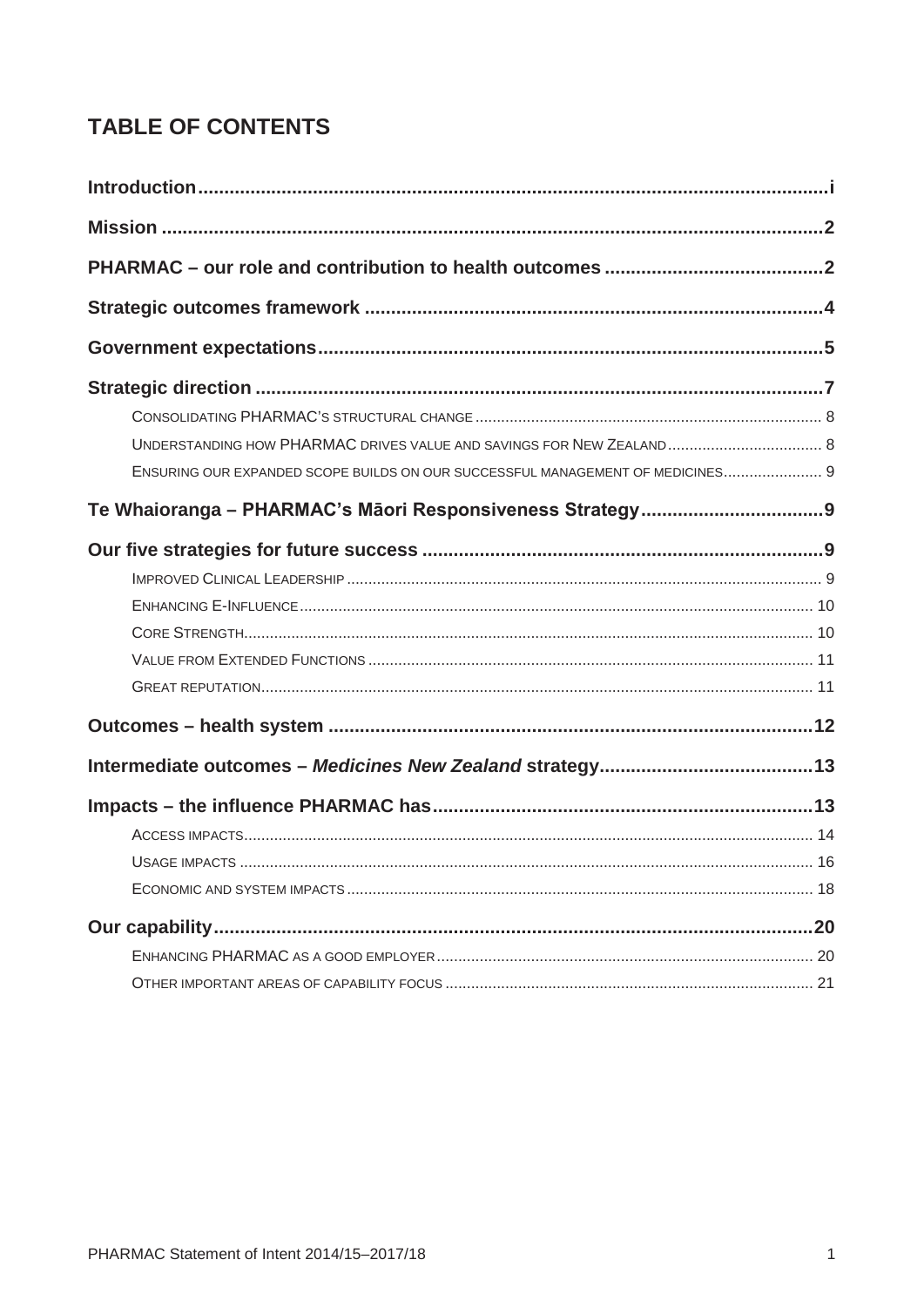## TABLE OF CONTENTS

**Introduction** ..... i

**Mission** ..... 2

**PHARMAC – our role and contribution to health outcomes** ..... 2

**Strategic outcomes framework** ..... 4

**Government expectations** ..... 5

**Strategic direction** ..... 7

- Consolidating PHARMAC's structural change ..... 8
- Understanding how PHARMAC drives value and savings for New Zealand ..... 8
- Ensuring our expanded scope builds on our successful management of medicines ..... 9

**Te Whaioranga – PHARMAC's Māori Responsiveness Strategy** ..... 9

**Our five strategies for future success** ..... 9

- Improved Clinical Leadership ..... 9
- Enhancing E-Influence ..... 10
- Core Strength ..... 10
- Value from Extended Functions ..... 11
- Great reputation ..... 11

**Outcomes – health system** ..... 12

**Intermediate outcomes – *Medicines New Zealand* strategy** ..... 13

**Impacts – the influence PHARMAC has** ..... 13

- Access impacts ..... 14
- Usage impacts ..... 16
- Economic and system impacts ..... 18

**Our capability** ..... 20

- Enhancing PHARMAC as a good employer ..... 20
- Other important areas of capability focus ..... 21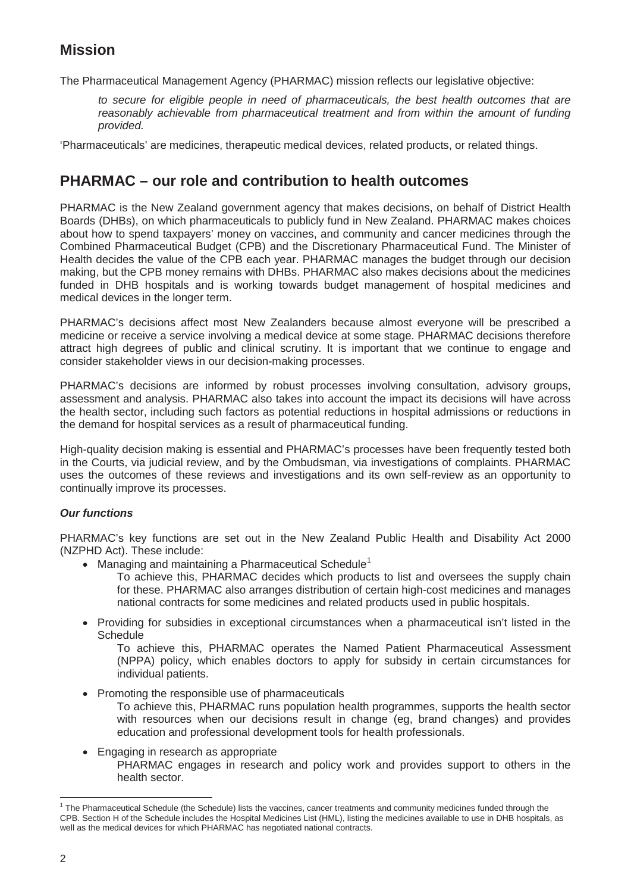## Mission

The Pharmaceutical Management Agency (PHARMAC) mission reflects our legislative objective:

> *to secure for eligible people in need of pharmaceuticals, the best health outcomes that are reasonably achievable from pharmaceutical treatment and from within the amount of funding provided.*

'Pharmaceuticals' are medicines, therapeutic medical devices, related products, or related things.

## PHARMAC – our role and contribution to health outcomes

PHARMAC is the New Zealand government agency that makes decisions, on behalf of District Health Boards (DHBs), on which pharmaceuticals to publicly fund in New Zealand. PHARMAC makes choices about how to spend taxpayers' money on vaccines, and community and cancer medicines through the Combined Pharmaceutical Budget (CPB) and the Discretionary Pharmaceutical Fund. The Minister of Health decides the value of the CPB each year. PHARMAC manages the budget through our decision making, but the CPB money remains with DHBs. PHARMAC also makes decisions about the medicines funded in DHB hospitals and is working towards budget management of hospital medicines and medical devices in the longer term.

PHARMAC's decisions affect most New Zealanders because almost everyone will be prescribed a medicine or receive a service involving a medical device at some stage. PHARMAC decisions therefore attract high degrees of public and clinical scrutiny. It is important that we continue to engage and consider stakeholder views in our decision-making processes.

PHARMAC's decisions are informed by robust processes involving consultation, advisory groups, assessment and analysis. PHARMAC also takes into account the impact its decisions will have across the health sector, including such factors as potential reductions in hospital admissions or reductions in the demand for hospital services as a result of pharmaceutical funding.

High-quality decision making is essential and PHARMAC's processes have been frequently tested both in the Courts, via judicial review, and by the Ombudsman, via investigations of complaints. PHARMAC uses the outcomes of these reviews and investigations and its own self-review as an opportunity to continually improve its processes.

### *Our functions*

PHARMAC's key functions are set out in the New Zealand Public Health and Disability Act 2000 (NZPHD Act). These include:

- Managing and maintaining a Pharmaceutical Schedule[1]
  
  To achieve this, PHARMAC decides which products to list and oversees the supply chain for these. PHARMAC also arranges distribution of certain high-cost medicines and manages national contracts for some medicines and related products used in public hospitals.

- Providing for subsidies in exceptional circumstances when a pharmaceutical isn't listed in the Schedule
  
  To achieve this, PHARMAC operates the Named Patient Pharmaceutical Assessment (NPPA) policy, which enables doctors to apply for subsidy in certain circumstances for individual patients.

- Promoting the responsible use of pharmaceuticals
  
  To achieve this, PHARMAC runs population health programmes, supports the health sector with resources when our decisions result in change (eg, brand changes) and provides education and professional development tools for health professionals.

- Engaging in research as appropriate
  
  PHARMAC engages in research and policy work and provides support to others in the health sector.

---

[1] The Pharmaceutical Schedule (the Schedule) lists the vaccines, cancer treatments and community medicines funded through the CPB. Section H of the Schedule includes the Hospital Medicines List (HML), listing the medicines available to use in DHB hospitals, as well as the medical devices for which PHARMAC has negotiated national contracts.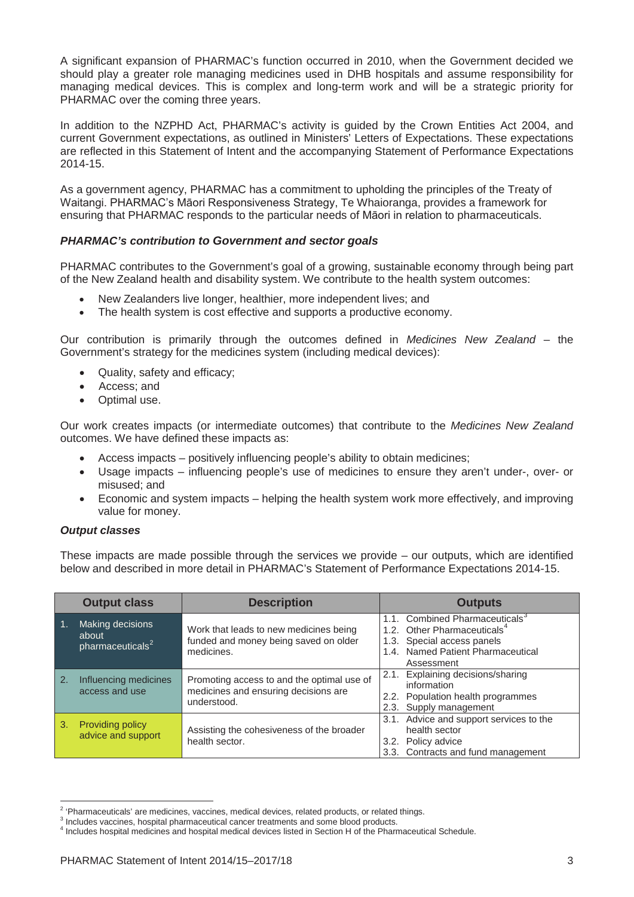A significant expansion of PHARMAC's function occurred in 2010, when the Government decided we should play a greater role managing medicines used in DHB hospitals and assume responsibility for managing medical devices. This is complex and long-term work and will be a strategic priority for PHARMAC over the coming three years.

In addition to the NZPHD Act, PHARMAC's activity is guided by the Crown Entities Act 2004, and current Government expectations, as outlined in Ministers' Letters of Expectations. These expectations are reflected in this Statement of Intent and the accompanying Statement of Performance Expectations 2014-15.

As a government agency, PHARMAC has a commitment to upholding the principles of the Treaty of Waitangi. PHARMAC's Māori Responsiveness Strategy, Te Whaioranga, provides a framework for ensuring that PHARMAC responds to the particular needs of Māori in relation to pharmaceuticals.

***PHARMAC's contribution to Government and sector goals***

PHARMAC contributes to the Government's goal of a growing, sustainable economy through being part of the New Zealand health and disability system. We contribute to the health system outcomes:

- New Zealanders live longer, healthier, more independent lives; and
- The health system is cost effective and supports a productive economy.

Our contribution is primarily through the outcomes defined in *Medicines New Zealand* – the Government's strategy for the medicines system (including medical devices):

- Quality, safety and efficacy;
- Access; and
- Optimal use.

Our work creates impacts (or intermediate outcomes) that contribute to the *Medicines New Zealand* outcomes. We have defined these impacts as:

- Access impacts – positively influencing people's ability to obtain medicines;
- Usage impacts – influencing people's use of medicines to ensure they aren't under-, over- or misused; and
- Economic and system impacts – helping the health system work more effectively, and improving value for money.

***Output classes***

These impacts are made possible through the services we provide – our outputs, which are identified below and described in more detail in PHARMAC's Statement of Performance Expectations 2014-15.

| Output class | Description | Outputs |
|---|---|---|
| 1. Making decisions about pharmaceuticals[2] | Work that leads to new medicines being funded and money being saved on older medicines. | 1.1. Combined Pharmaceuticals[3]<br>1.2. Other Pharmaceuticals[4]<br>1.3. Special access panels<br>1.4. Named Patient Pharmaceutical Assessment |
| 2. Influencing medicines access and use | Promoting access to and the optimal use of medicines and ensuring decisions are understood. | 2.1. Explaining decisions/sharing information<br>2.2. Population health programmes<br>2.3. Supply management |
| 3. Providing policy advice and support | Assisting the cohesiveness of the broader health sector. | 3.1. Advice and support services to the health sector<br>3.2. Policy advice<br>3.3. Contracts and fund management |

[2] 'Pharmaceuticals' are medicines, vaccines, medical devices, related products, or related things.
[3] Includes vaccines, hospital pharmaceutical cancer treatments and some blood products.
[4] Includes hospital medicines and hospital medical devices listed in Section H of the Pharmaceutical Schedule.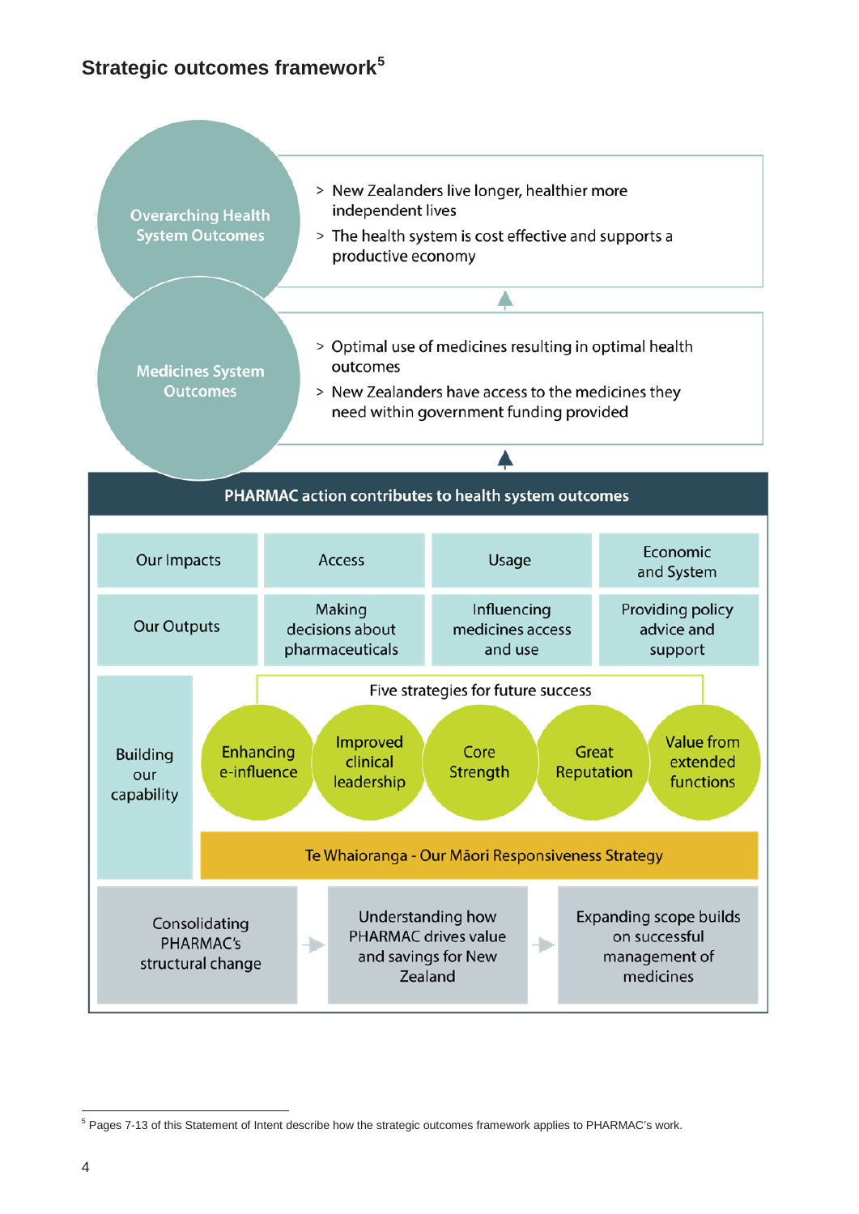## Strategic outcomes framework[5]

**Overarching Health System Outcomes**

- New Zealanders live longer, healthier more independent lives
- The health system is cost effective and supports a productive economy

**Medicines System Outcomes**

- Optimal use of medicines resulting in optimal health outcomes
- New Zealanders have access to the medicines they need within government funding provided

**PHARMAC action contributes to health system outcomes**

| Our Impacts | Access | Usage | Economic and System |
|---|---|---|---|
| Our Outputs | Making decisions about pharmaceuticals | Influencing medicines access and use | Providing policy advice and support |

**Building our capability**

Five strategies for future success:

- Enhancing e-influence
- Improved clinical leadership
- Core Strength
- Great Reputation
- Value from extended functions

Te Whaioranga - Our Māori Responsiveness Strategy

Consolidating PHARMAC's structural change → Understanding how PHARMAC drives value and savings for New Zealand → Expanding scope builds on successful management of medicines

[5] Pages 7-13 of this Statement of Intent describe how the strategic outcomes framework applies to PHARMAC's work.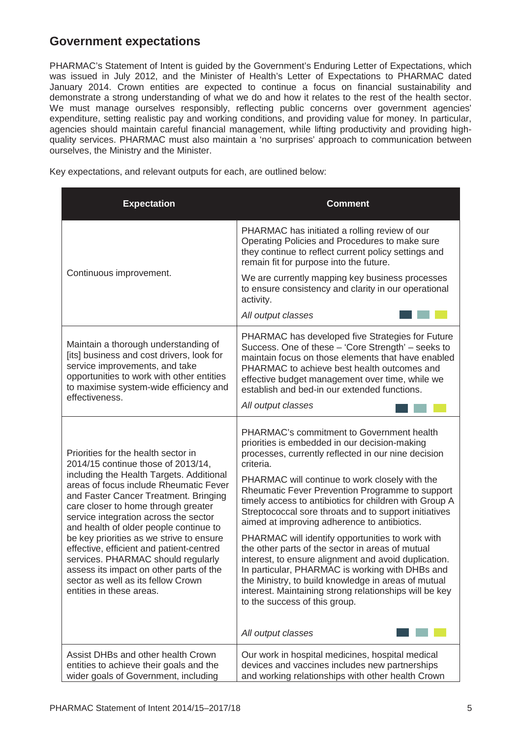## Government expectations

PHARMAC's Statement of Intent is guided by the Government's Enduring Letter of Expectations, which was issued in July 2012, and the Minister of Health's Letter of Expectations to PHARMAC dated January 2014. Crown entities are expected to continue a focus on financial sustainability and demonstrate a strong understanding of what we do and how it relates to the rest of the health sector. We must manage ourselves responsibly, reflecting public concerns over government agencies' expenditure, setting realistic pay and working conditions, and providing value for money. In particular, agencies should maintain careful financial management, while lifting productivity and providing high-quality services. PHARMAC must also maintain a 'no surprises' approach to communication between ourselves, the Ministry and the Minister.

Key expectations, and relevant outputs for each, are outlined below:

| Expectation | Comment |
|---|---|
| Continuous improvement. | PHARMAC has initiated a rolling review of our Operating Policies and Procedures to make sure they continue to reflect current policy settings and remain fit for purpose into the future.<br><br>We are currently mapping key business processes to ensure consistency and clarity in our operational activity.<br><br>*All output classes* |
| Maintain a thorough understanding of [its] business and cost drivers, look for service improvements, and take opportunities to work with other entities to maximise system-wide efficiency and effectiveness. | PHARMAC has developed five Strategies for Future Success. One of these – 'Core Strength' – seeks to maintain focus on those elements that have enabled PHARMAC to achieve best health outcomes and effective budget management over time, while we establish and bed-in our extended functions.<br><br>*All output classes* |
| Priorities for the health sector in 2014/15 continue those of 2013/14, including the Health Targets. Additional areas of focus include Rheumatic Fever and Faster Cancer Treatment. Bringing care closer to home through greater service integration across the sector and health of older people continue to be key priorities as we strive to ensure effective, efficient and patient-centred services. PHARMAC should regularly assess its impact on other parts of the sector as well as its fellow Crown entities in these areas. | PHARMAC's commitment to Government health priorities is embedded in our decision-making processes, currently reflected in our nine decision criteria.<br><br>PHARMAC will continue to work closely with the Rheumatic Fever Prevention Programme to support timely access to antibiotics for children with Group A Streptococcal sore throats and to support initiatives aimed at improving adherence to antibiotics.<br><br>PHARMAC will identify opportunities to work with the other parts of the sector in areas of mutual interest, to ensure alignment and avoid duplication. In particular, PHARMAC is working with DHBs and the Ministry, to build knowledge in areas of mutual interest. Maintaining strong relationships will be key to the success of this group.<br><br>*All output classes* |
| Assist DHBs and other health Crown entities to achieve their goals and the wider goals of Government, including | Our work in hospital medicines, hospital medical devices and vaccines includes new partnerships and working relationships with other health Crown |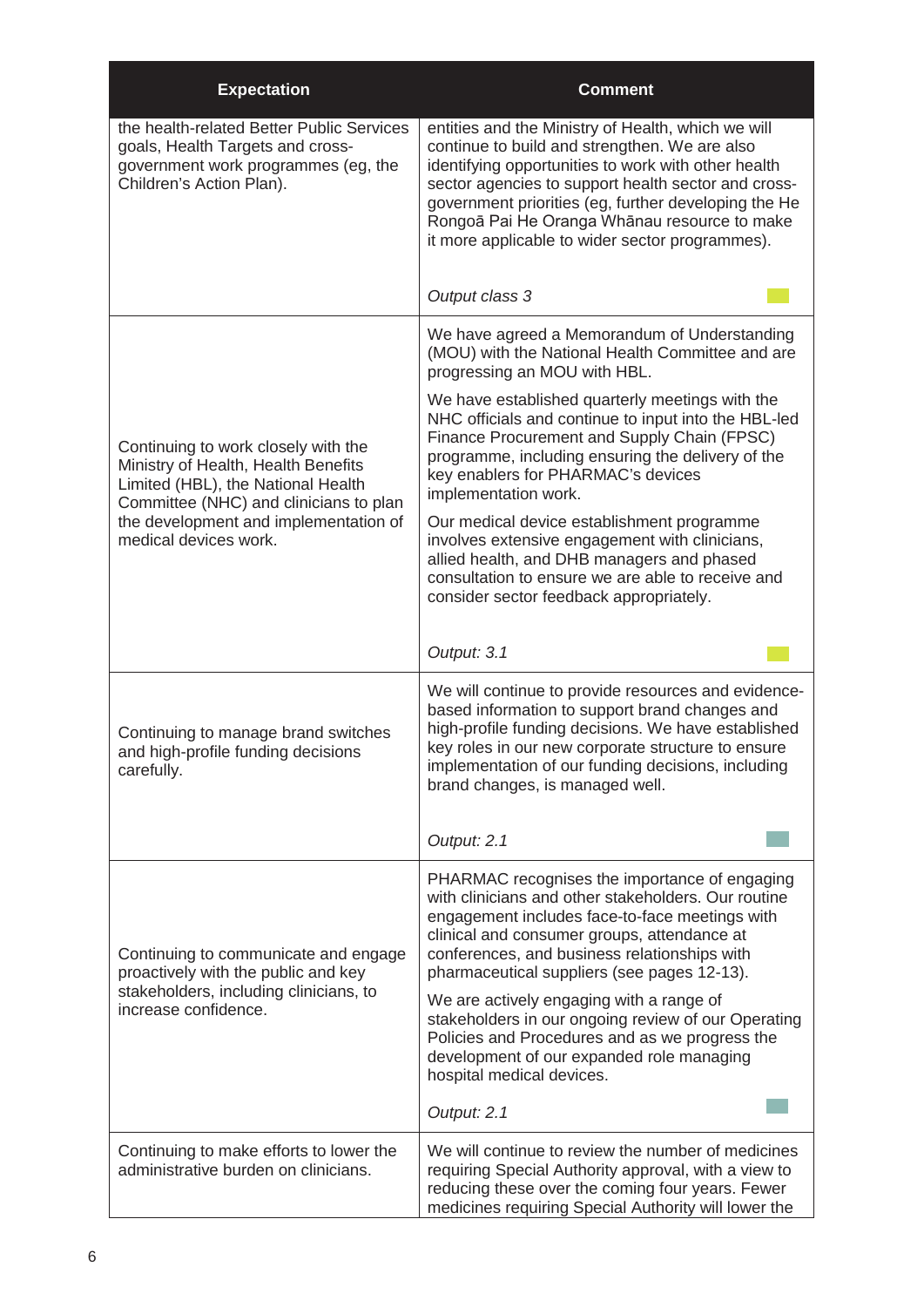| Expectation | Comment |
| --- | --- |
| the health-related Better Public Services goals, Health Targets and cross-government work programmes (eg, the Children's Action Plan). | entities and the Ministry of Health, which we will continue to build and strengthen. We are also identifying opportunities to work with other health sector agencies to support health sector and cross-government priorities (eg, further developing the He Rongoā Pai He Oranga Whānau resource to make it more applicable to wider sector programmes).<br><br>*Output class 3* |
| Continuing to work closely with the Ministry of Health, Health Benefits Limited (HBL), the National Health Committee (NHC) and clinicians to plan the development and implementation of medical devices work. | We have agreed a Memorandum of Understanding (MOU) with the National Health Committee and are progressing an MOU with HBL.<br><br>We have established quarterly meetings with the NHC officials and continue to input into the HBL-led Finance Procurement and Supply Chain (FPSC) programme, including ensuring the delivery of the key enablers for PHARMAC's devices implementation work.<br><br>Our medical device establishment programme involves extensive engagement with clinicians, allied health, and DHB managers and phased consultation to ensure we are able to receive and consider sector feedback appropriately.<br><br>*Output: 3.1* |
| Continuing to manage brand switches and high-profile funding decisions carefully. | We will continue to provide resources and evidence-based information to support brand changes and high-profile funding decisions. We have established key roles in our new corporate structure to ensure implementation of our funding decisions, including brand changes, is managed well.<br><br>*Output: 2.1* |
| Continuing to communicate and engage proactively with the public and key stakeholders, including clinicians, to increase confidence. | PHARMAC recognises the importance of engaging with clinicians and other stakeholders. Our routine engagement includes face-to-face meetings with clinical and consumer groups, attendance at conferences, and business relationships with pharmaceutical suppliers (see pages 12-13).<br><br>We are actively engaging with a range of stakeholders in our ongoing review of our Operating Policies and Procedures and as we progress the development of our expanded role managing hospital medical devices.<br><br>*Output: 2.1* |
| Continuing to make efforts to lower the administrative burden on clinicians. | We will continue to review the number of medicines requiring Special Authority approval, with a view to reducing these over the coming four years. Fewer medicines requiring Special Authority will lower the |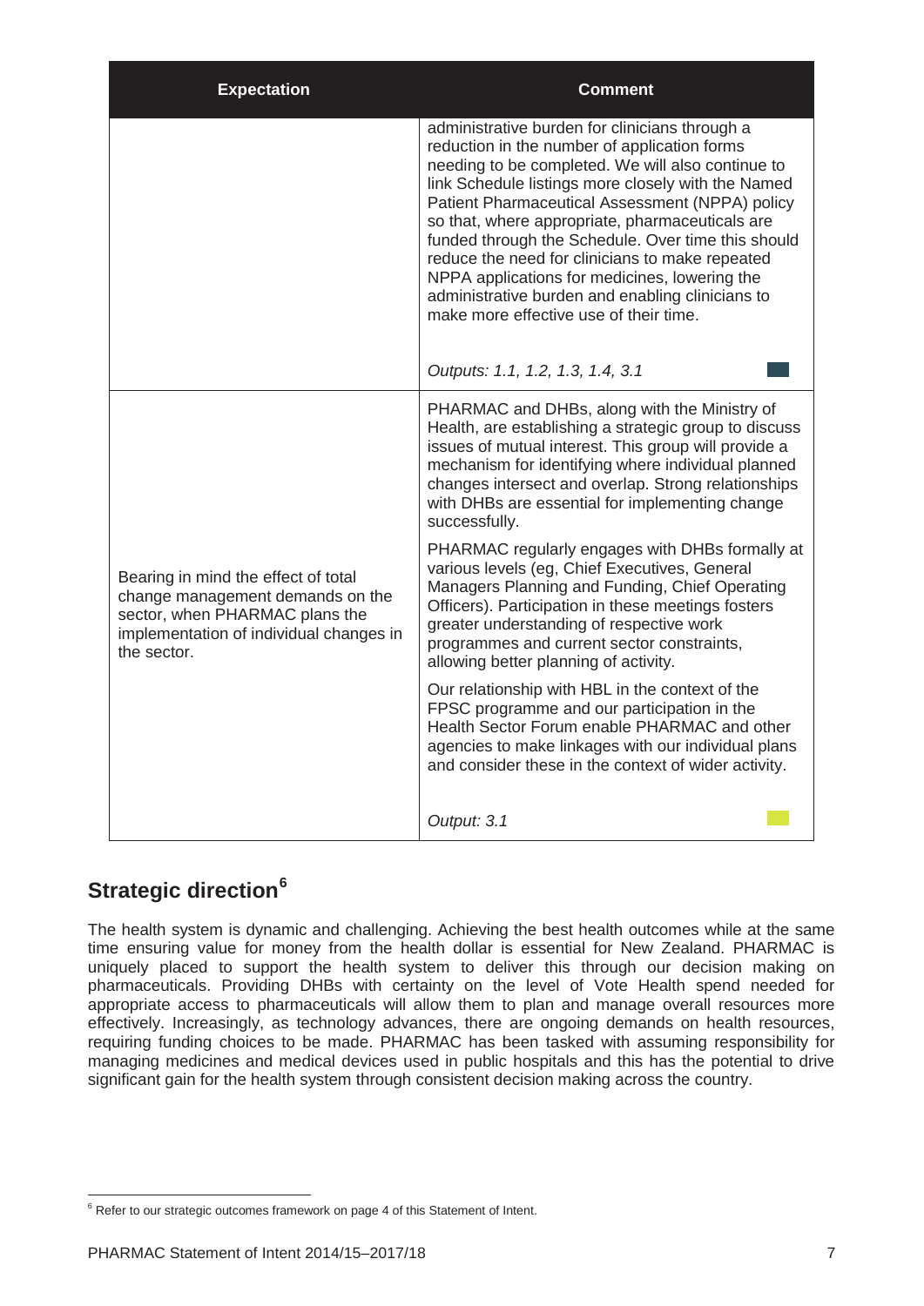| Expectation | Comment |
|---|---|
| | administrative burden for clinicians through a reduction in the number of application forms needing to be completed. We will also continue to link Schedule listings more closely with the Named Patient Pharmaceutical Assessment (NPPA) policy so that, where appropriate, pharmaceuticals are funded through the Schedule. Over time this should reduce the need for clinicians to make repeated NPPA applications for medicines, lowering the administrative burden and enabling clinicians to make more effective use of their time.<br><br>*Outputs: 1.1, 1.2, 1.3, 1.4, 3.1* |
| Bearing in mind the effect of total change management demands on the sector, when PHARMAC plans the implementation of individual changes in the sector. | PHARMAC and DHBs, along with the Ministry of Health, are establishing a strategic group to discuss issues of mutual interest. This group will provide a mechanism for identifying where individual planned changes intersect and overlap. Strong relationships with DHBs are essential for implementing change successfully.<br><br>PHARMAC regularly engages with DHBs formally at various levels (eg, Chief Executives, General Managers Planning and Funding, Chief Operating Officers). Participation in these meetings fosters greater understanding of respective work programmes and current sector constraints, allowing better planning of activity.<br><br>Our relationship with HBL in the context of the FPSC programme and our participation in the Health Sector Forum enable PHARMAC and other agencies to make linkages with our individual plans and consider these in the context of wider activity.<br><br>*Output: 3.1* |

## Strategic direction[6]

The health system is dynamic and challenging. Achieving the best health outcomes while at the same time ensuring value for money from the health dollar is essential for New Zealand. PHARMAC is uniquely placed to support the health system to deliver this through our decision making on pharmaceuticals. Providing DHBs with certainty on the level of Vote Health spend needed for appropriate access to pharmaceuticals will allow them to plan and manage overall resources more effectively. Increasingly, as technology advances, there are ongoing demands on health resources, requiring funding choices to be made. PHARMAC has been tasked with assuming responsibility for managing medicines and medical devices used in public hospitals and this has the potential to drive significant gain for the health system through consistent decision making across the country.

[6] Refer to our strategic outcomes framework on page 4 of this Statement of Intent.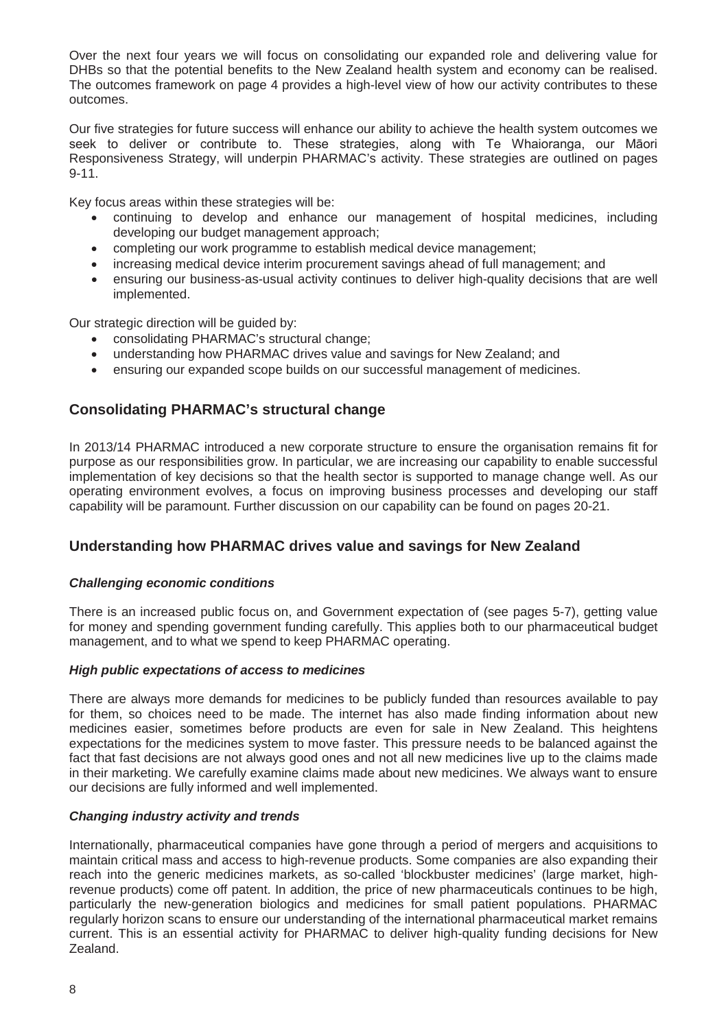Over the next four years we will focus on consolidating our expanded role and delivering value for DHBs so that the potential benefits to the New Zealand health system and economy can be realised. The outcomes framework on page 4 provides a high-level view of how our activity contributes to these outcomes.

Our five strategies for future success will enhance our ability to achieve the health system outcomes we seek to deliver or contribute to. These strategies, along with Te Whaioranga, our Māori Responsiveness Strategy, will underpin PHARMAC's activity. These strategies are outlined on pages 9-11.

Key focus areas within these strategies will be:

- continuing to develop and enhance our management of hospital medicines, including developing our budget management approach;
- completing our work programme to establish medical device management;
- increasing medical device interim procurement savings ahead of full management; and
- ensuring our business-as-usual activity continues to deliver high-quality decisions that are well implemented.

Our strategic direction will be guided by:

- consolidating PHARMAC's structural change;
- understanding how PHARMAC drives value and savings for New Zealand; and
- ensuring our expanded scope builds on our successful management of medicines.

## Consolidating PHARMAC's structural change

In 2013/14 PHARMAC introduced a new corporate structure to ensure the organisation remains fit for purpose as our responsibilities grow. In particular, we are increasing our capability to enable successful implementation of key decisions so that the health sector is supported to manage change well. As our operating environment evolves, a focus on improving business processes and developing our staff capability will be paramount. Further discussion on our capability can be found on pages 20-21.

## Understanding how PHARMAC drives value and savings for New Zealand

### *Challenging economic conditions*

There is an increased public focus on, and Government expectation of (see pages 5-7), getting value for money and spending government funding carefully. This applies both to our pharmaceutical budget management, and to what we spend to keep PHARMAC operating.

### *High public expectations of access to medicines*

There are always more demands for medicines to be publicly funded than resources available to pay for them, so choices need to be made. The internet has also made finding information about new medicines easier, sometimes before products are even for sale in New Zealand. This heightens expectations for the medicines system to move faster. This pressure needs to be balanced against the fact that fast decisions are not always good ones and not all new medicines live up to the claims made in their marketing. We carefully examine claims made about new medicines. We always want to ensure our decisions are fully informed and well implemented.

### *Changing industry activity and trends*

Internationally, pharmaceutical companies have gone through a period of mergers and acquisitions to maintain critical mass and access to high-revenue products. Some companies are also expanding their reach into the generic medicines markets, as so-called 'blockbuster medicines' (large market, high-revenue products) come off patent. In addition, the price of new pharmaceuticals continues to be high, particularly the new-generation biologics and medicines for small patient populations. PHARMAC regularly horizon scans to ensure our understanding of the international pharmaceutical market remains current. This is an essential activity for PHARMAC to deliver high-quality funding decisions for New Zealand.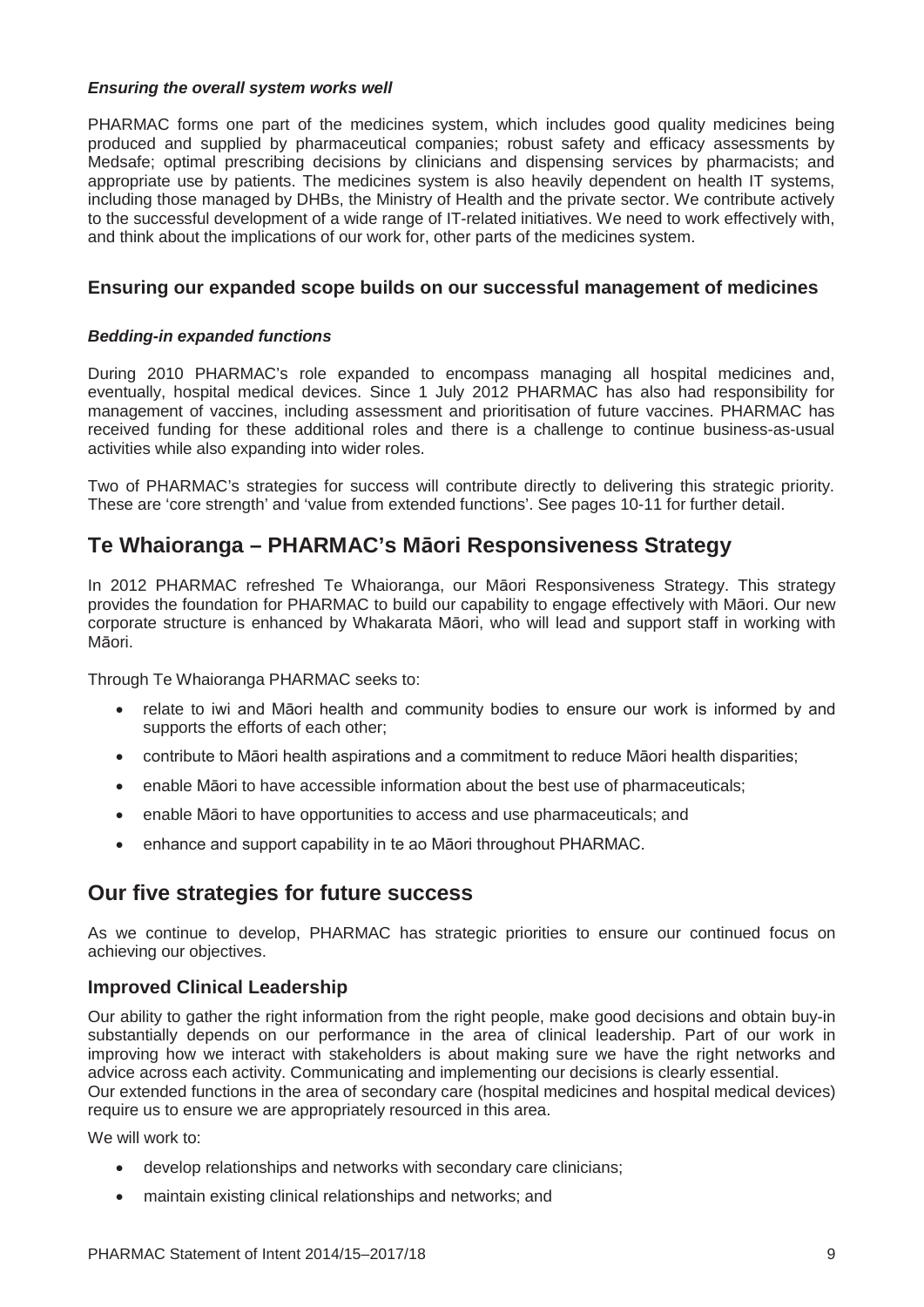***Ensuring the overall system works well***

PHARMAC forms one part of the medicines system, which includes good quality medicines being produced and supplied by pharmaceutical companies; robust safety and efficacy assessments by Medsafe; optimal prescribing decisions by clinicians and dispensing services by pharmacists; and appropriate use by patients. The medicines system is also heavily dependent on health IT systems, including those managed by DHBs, the Ministry of Health and the private sector. We contribute actively to the successful development of a wide range of IT-related initiatives. We need to work effectively with, and think about the implications of our work for, other parts of the medicines system.

### Ensuring our expanded scope builds on our successful management of medicines

***Bedding-in expanded functions***

During 2010 PHARMAC's role expanded to encompass managing all hospital medicines and, eventually, hospital medical devices. Since 1 July 2012 PHARMAC has also had responsibility for management of vaccines, including assessment and prioritisation of future vaccines. PHARMAC has received funding for these additional roles and there is a challenge to continue business-as-usual activities while also expanding into wider roles.

Two of PHARMAC's strategies for success will contribute directly to delivering this strategic priority. These are 'core strength' and 'value from extended functions'. See pages 10-11 for further detail.

## Te Whaioranga – PHARMAC's Māori Responsiveness Strategy

In 2012 PHARMAC refreshed Te Whaioranga, our Māori Responsiveness Strategy. This strategy provides the foundation for PHARMAC to build our capability to engage effectively with Māori. Our new corporate structure is enhanced by Whakarata Māori, who will lead and support staff in working with Māori.

Through Te Whaioranga PHARMAC seeks to:

- relate to iwi and Māori health and community bodies to ensure our work is informed by and supports the efforts of each other;
- contribute to Māori health aspirations and a commitment to reduce Māori health disparities;
- enable Māori to have accessible information about the best use of pharmaceuticals;
- enable Māori to have opportunities to access and use pharmaceuticals; and
- enhance and support capability in te ao Māori throughout PHARMAC.

## Our five strategies for future success

As we continue to develop, PHARMAC has strategic priorities to ensure our continued focus on achieving our objectives.

### Improved Clinical Leadership

Our ability to gather the right information from the right people, make good decisions and obtain buy-in substantially depends on our performance in the area of clinical leadership. Part of our work in improving how we interact with stakeholders is about making sure we have the right networks and advice across each activity. Communicating and implementing our decisions is clearly essential.
Our extended functions in the area of secondary care (hospital medicines and hospital medical devices) require us to ensure we are appropriately resourced in this area.

We will work to:

- develop relationships and networks with secondary care clinicians;
- maintain existing clinical relationships and networks; and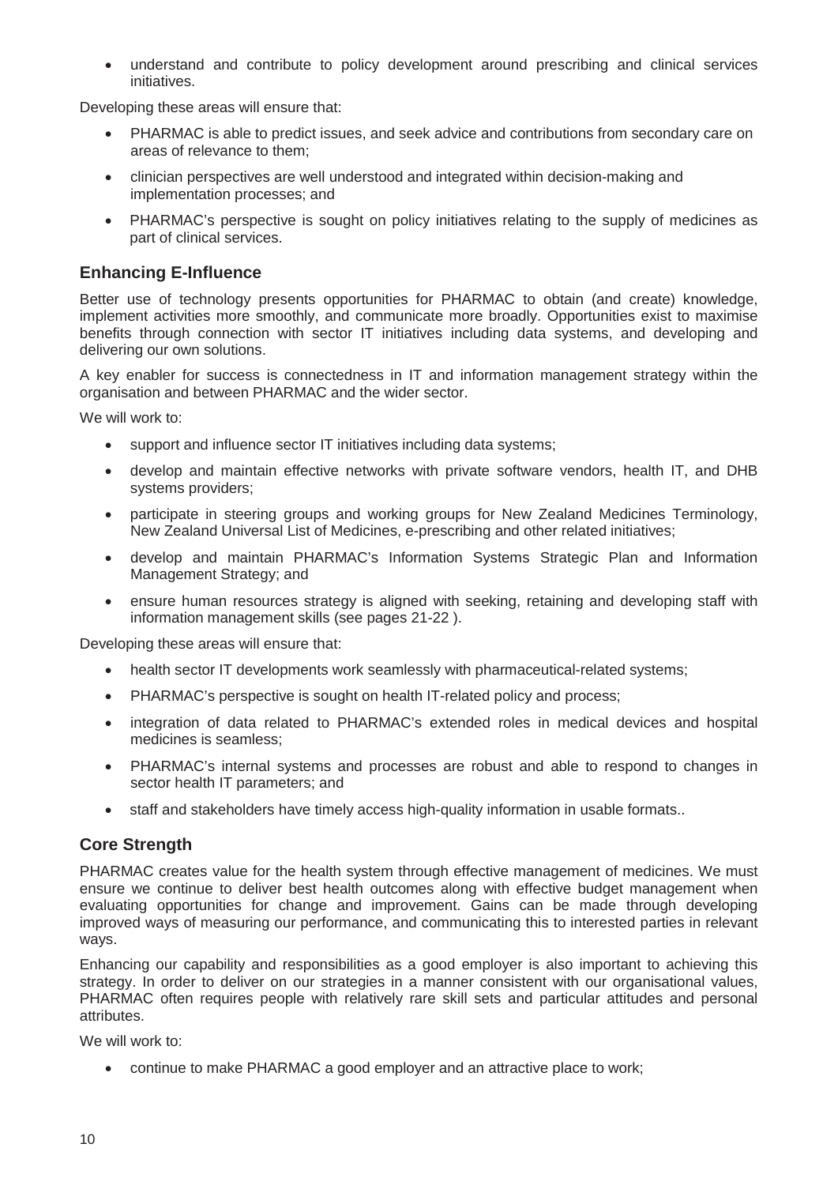- understand and contribute to policy development around prescribing and clinical services initiatives.

Developing these areas will ensure that:

- PHARMAC is able to predict issues, and seek advice and contributions from secondary care on areas of relevance to them;
- clinician perspectives are well understood and integrated within decision-making and implementation processes; and
- PHARMAC's perspective is sought on policy initiatives relating to the supply of medicines as part of clinical services.

## Enhancing E-Influence

Better use of technology presents opportunities for PHARMAC to obtain (and create) knowledge, implement activities more smoothly, and communicate more broadly. Opportunities exist to maximise benefits through connection with sector IT initiatives including data systems, and developing and delivering our own solutions.

A key enabler for success is connectedness in IT and information management strategy within the organisation and between PHARMAC and the wider sector.

We will work to:

- support and influence sector IT initiatives including data systems;
- develop and maintain effective networks with private software vendors, health IT, and DHB systems providers;
- participate in steering groups and working groups for New Zealand Medicines Terminology, New Zealand Universal List of Medicines, e-prescribing and other related initiatives;
- develop and maintain PHARMAC's Information Systems Strategic Plan and Information Management Strategy; and
- ensure human resources strategy is aligned with seeking, retaining and developing staff with information management skills (see pages 21-22 ).

Developing these areas will ensure that:

- health sector IT developments work seamlessly with pharmaceutical-related systems;
- PHARMAC's perspective is sought on health IT-related policy and process;
- integration of data related to PHARMAC's extended roles in medical devices and hospital medicines is seamless;
- PHARMAC's internal systems and processes are robust and able to respond to changes in sector health IT parameters; and
- staff and stakeholders have timely access high-quality information in usable formats..

## Core Strength

PHARMAC creates value for the health system through effective management of medicines. We must ensure we continue to deliver best health outcomes along with effective budget management when evaluating opportunities for change and improvement. Gains can be made through developing improved ways of measuring our performance, and communicating this to interested parties in relevant ways.

Enhancing our capability and responsibilities as a good employer is also important to achieving this strategy. In order to deliver on our strategies in a manner consistent with our organisational values, PHARMAC often requires people with relatively rare skill sets and particular attitudes and personal attributes.

We will work to:

- continue to make PHARMAC a good employer and an attractive place to work;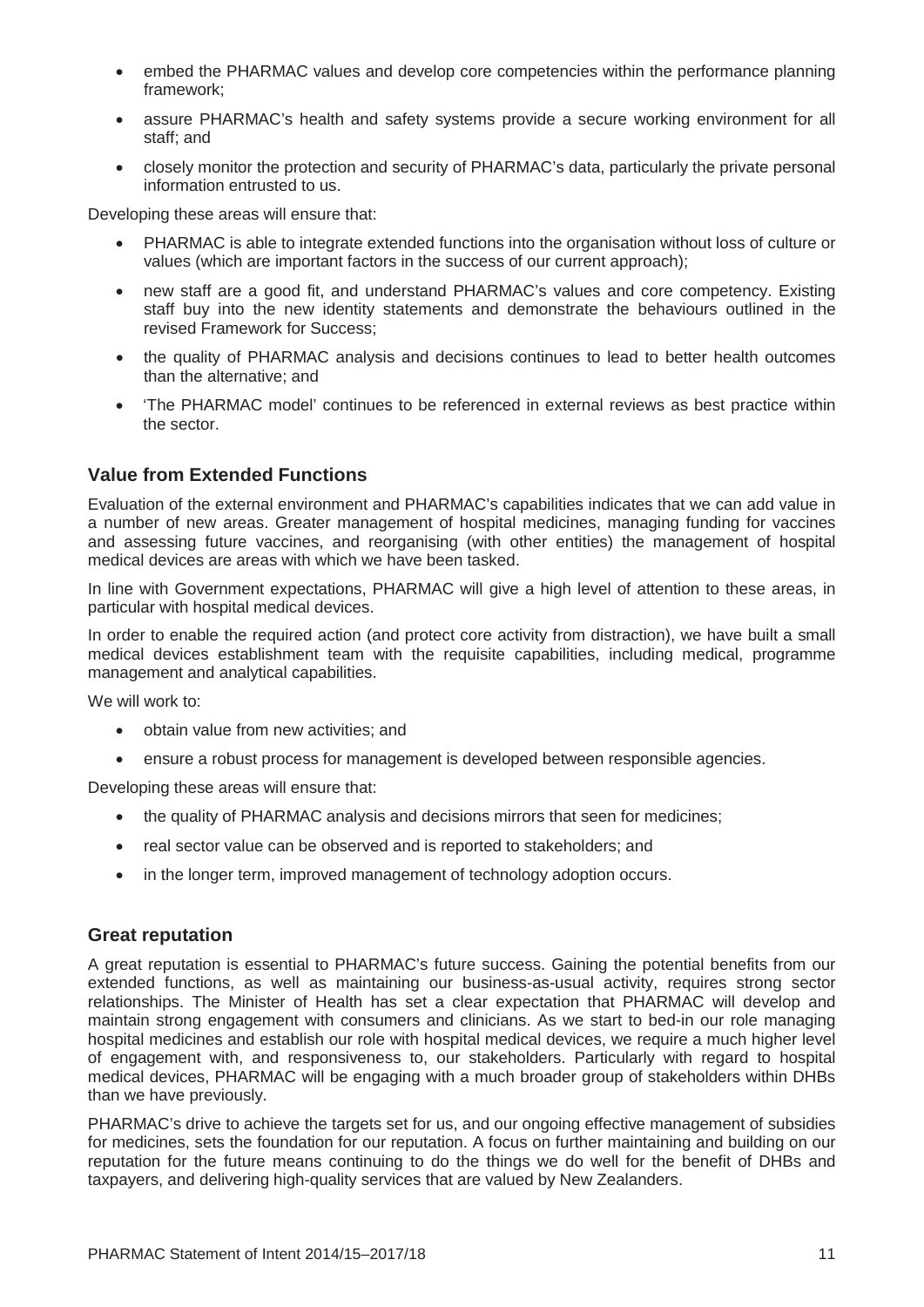- embed the PHARMAC values and develop core competencies within the performance planning framework;
- assure PHARMAC's health and safety systems provide a secure working environment for all staff; and
- closely monitor the protection and security of PHARMAC's data, particularly the private personal information entrusted to us.

Developing these areas will ensure that:

- PHARMAC is able to integrate extended functions into the organisation without loss of culture or values (which are important factors in the success of our current approach);
- new staff are a good fit, and understand PHARMAC's values and core competency. Existing staff buy into the new identity statements and demonstrate the behaviours outlined in the revised Framework for Success;
- the quality of PHARMAC analysis and decisions continues to lead to better health outcomes than the alternative; and
- 'The PHARMAC model' continues to be referenced in external reviews as best practice within the sector.

## Value from Extended Functions

Evaluation of the external environment and PHARMAC's capabilities indicates that we can add value in a number of new areas. Greater management of hospital medicines, managing funding for vaccines and assessing future vaccines, and reorganising (with other entities) the management of hospital medical devices are areas with which we have been tasked.

In line with Government expectations, PHARMAC will give a high level of attention to these areas, in particular with hospital medical devices.

In order to enable the required action (and protect core activity from distraction), we have built a small medical devices establishment team with the requisite capabilities, including medical, programme management and analytical capabilities.

We will work to:

- obtain value from new activities; and
- ensure a robust process for management is developed between responsible agencies.

Developing these areas will ensure that:

- the quality of PHARMAC analysis and decisions mirrors that seen for medicines;
- real sector value can be observed and is reported to stakeholders; and
- in the longer term, improved management of technology adoption occurs.

## Great reputation

A great reputation is essential to PHARMAC's future success. Gaining the potential benefits from our extended functions, as well as maintaining our business-as-usual activity, requires strong sector relationships. The Minister of Health has set a clear expectation that PHARMAC will develop and maintain strong engagement with consumers and clinicians. As we start to bed-in our role managing hospital medicines and establish our role with hospital medical devices, we require a much higher level of engagement with, and responsiveness to, our stakeholders. Particularly with regard to hospital medical devices, PHARMAC will be engaging with a much broader group of stakeholders within DHBs than we have previously.

PHARMAC's drive to achieve the targets set for us, and our ongoing effective management of subsidies for medicines, sets the foundation for our reputation. A focus on further maintaining and building on our reputation for the future means continuing to do the things we do well for the benefit of DHBs and taxpayers, and delivering high-quality services that are valued by New Zealanders.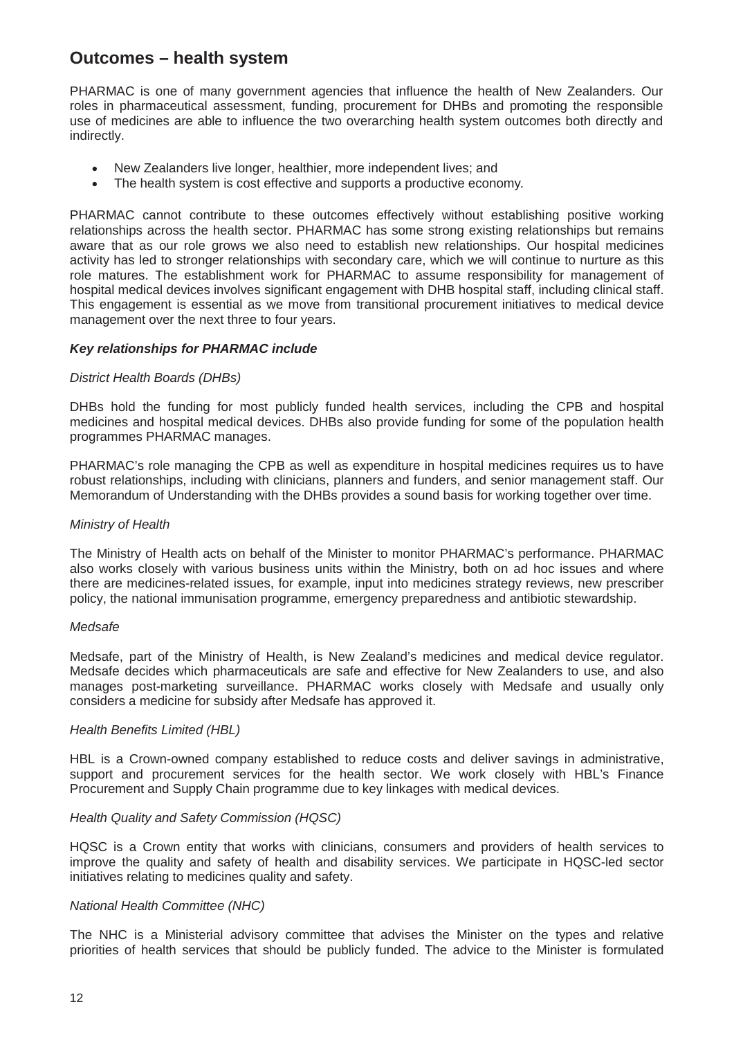## Outcomes – health system

PHARMAC is one of many government agencies that influence the health of New Zealanders. Our roles in pharmaceutical assessment, funding, procurement for DHBs and promoting the responsible use of medicines are able to influence the two overarching health system outcomes both directly and indirectly.

- New Zealanders live longer, healthier, more independent lives; and
- The health system is cost effective and supports a productive economy.

PHARMAC cannot contribute to these outcomes effectively without establishing positive working relationships across the health sector. PHARMAC has some strong existing relationships but remains aware that as our role grows we also need to establish new relationships. Our hospital medicines activity has led to stronger relationships with secondary care, which we will continue to nurture as this role matures. The establishment work for PHARMAC to assume responsibility for management of hospital medical devices involves significant engagement with DHB hospital staff, including clinical staff. This engagement is essential as we move from transitional procurement initiatives to medical device management over the next three to four years.

***Key relationships for PHARMAC include***

*District Health Boards (DHBs)*

DHBs hold the funding for most publicly funded health services, including the CPB and hospital medicines and hospital medical devices. DHBs also provide funding for some of the population health programmes PHARMAC manages.

PHARMAC's role managing the CPB as well as expenditure in hospital medicines requires us to have robust relationships, including with clinicians, planners and funders, and senior management staff. Our Memorandum of Understanding with the DHBs provides a sound basis for working together over time.

*Ministry of Health*

The Ministry of Health acts on behalf of the Minister to monitor PHARMAC's performance. PHARMAC also works closely with various business units within the Ministry, both on ad hoc issues and where there are medicines-related issues, for example, input into medicines strategy reviews, new prescriber policy, the national immunisation programme, emergency preparedness and antibiotic stewardship.

*Medsafe*

Medsafe, part of the Ministry of Health, is New Zealand's medicines and medical device regulator. Medsafe decides which pharmaceuticals are safe and effective for New Zealanders to use, and also manages post-marketing surveillance. PHARMAC works closely with Medsafe and usually only considers a medicine for subsidy after Medsafe has approved it.

*Health Benefits Limited (HBL)*

HBL is a Crown-owned company established to reduce costs and deliver savings in administrative, support and procurement services for the health sector. We work closely with HBL's Finance Procurement and Supply Chain programme due to key linkages with medical devices.

*Health Quality and Safety Commission (HQSC)*

HQSC is a Crown entity that works with clinicians, consumers and providers of health services to improve the quality and safety of health and disability services. We participate in HQSC-led sector initiatives relating to medicines quality and safety.

*National Health Committee (NHC)*

The NHC is a Ministerial advisory committee that advises the Minister on the types and relative priorities of health services that should be publicly funded. The advice to the Minister is formulated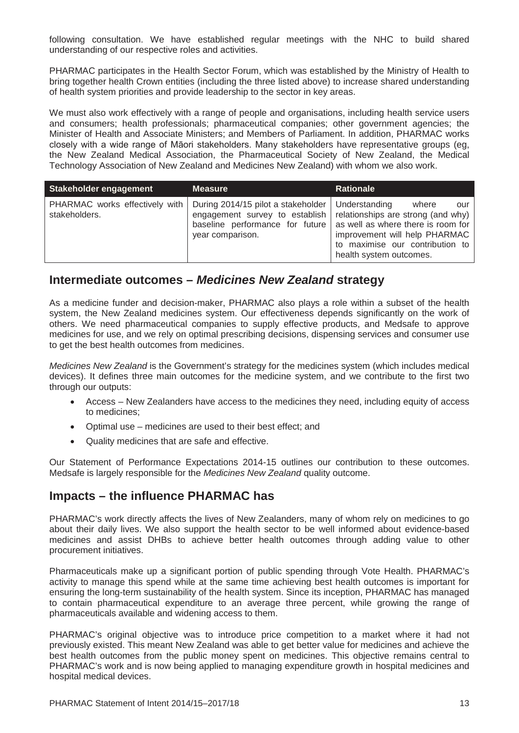following consultation. We have established regular meetings with the NHC to build shared understanding of our respective roles and activities.

PHARMAC participates in the Health Sector Forum, which was established by the Ministry of Health to bring together health Crown entities (including the three listed above) to increase shared understanding of health system priorities and provide leadership to the sector in key areas.

We must also work effectively with a range of people and organisations, including health service users and consumers; health professionals; pharmaceutical companies; other government agencies; the Minister of Health and Associate Ministers; and Members of Parliament. In addition, PHARMAC works closely with a wide range of Māori stakeholders. Many stakeholders have representative groups (eg, the New Zealand Medical Association, the Pharmaceutical Society of New Zealand, the Medical Technology Association of New Zealand and Medicines New Zealand) with whom we also work.

| Stakeholder engagement | Measure | Rationale |
|---|---|---|
| PHARMAC works effectively with stakeholders. | During 2014/15 pilot a stakeholder engagement survey to establish baseline performance for future year comparison. | Understanding where our relationships are strong (and why) as well as where there is room for improvement will help PHARMAC to maximise our contribution to health system outcomes. |

## Intermediate outcomes – *Medicines New Zealand* strategy

As a medicine funder and decision-maker, PHARMAC also plays a role within a subset of the health system, the New Zealand medicines system. Our effectiveness depends significantly on the work of others. We need pharmaceutical companies to supply effective products, and Medsafe to approve medicines for use, and we rely on optimal prescribing decisions, dispensing services and consumer use to get the best health outcomes from medicines.

*Medicines New Zealand* is the Government's strategy for the medicines system (which includes medical devices). It defines three main outcomes for the medicine system, and we contribute to the first two through our outputs:

- Access – New Zealanders have access to the medicines they need, including equity of access to medicines;
- Optimal use – medicines are used to their best effect; and
- Quality medicines that are safe and effective.

Our Statement of Performance Expectations 2014-15 outlines our contribution to these outcomes. Medsafe is largely responsible for the *Medicines New Zealand* quality outcome.

## Impacts – the influence PHARMAC has

PHARMAC's work directly affects the lives of New Zealanders, many of whom rely on medicines to go about their daily lives. We also support the health sector to be well informed about evidence-based medicines and assist DHBs to achieve better health outcomes through adding value to other procurement initiatives.

Pharmaceuticals make up a significant portion of public spending through Vote Health. PHARMAC's activity to manage this spend while at the same time achieving best health outcomes is important for ensuring the long-term sustainability of the health system. Since its inception, PHARMAC has managed to contain pharmaceutical expenditure to an average three percent, while growing the range of pharmaceuticals available and widening access to them.

PHARMAC's original objective was to introduce price competition to a market where it had not previously existed. This meant New Zealand was able to get better value for medicines and achieve the best health outcomes from the public money spent on medicines. This objective remains central to PHARMAC's work and is now being applied to managing expenditure growth in hospital medicines and hospital medical devices.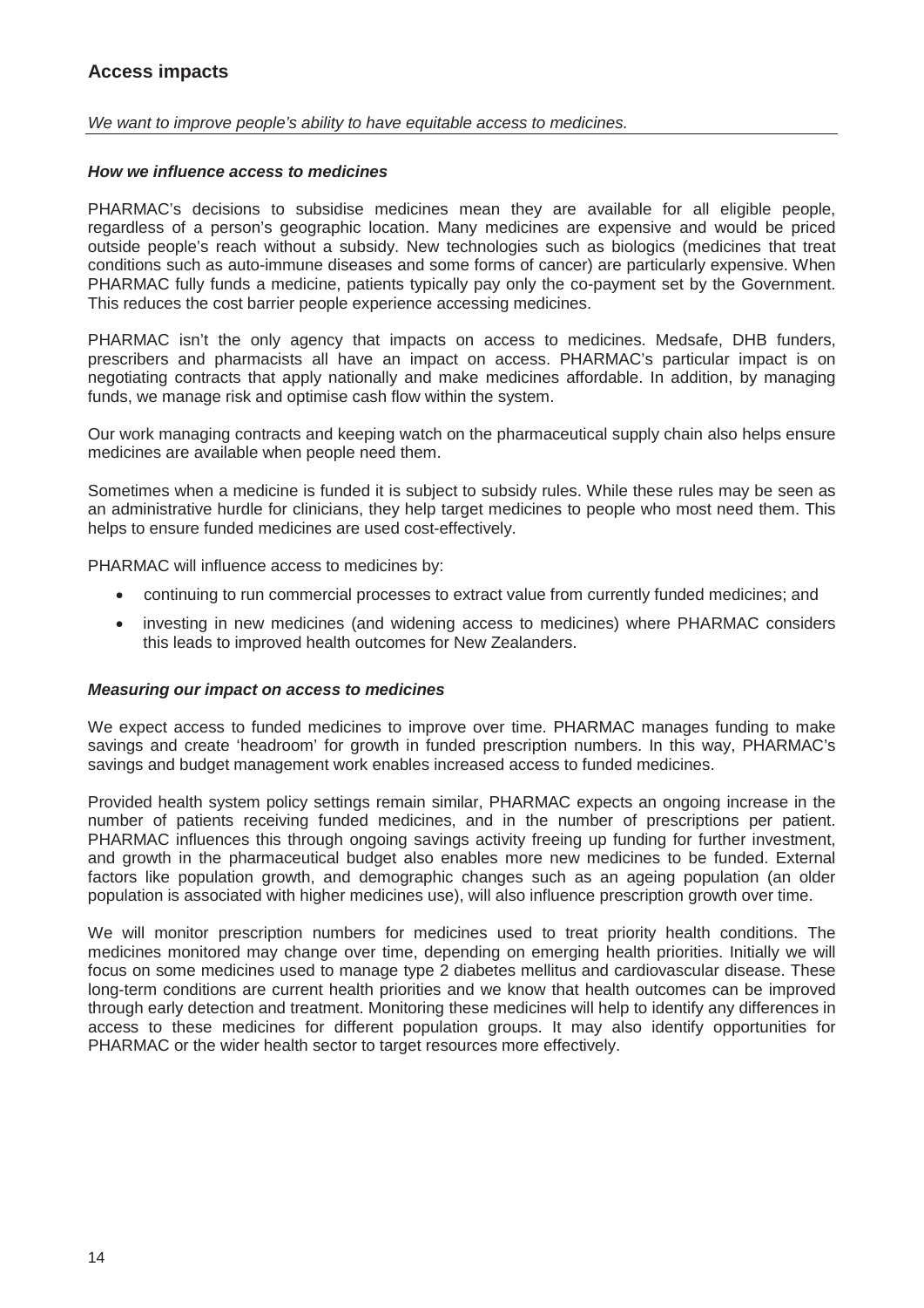## Access impacts

*We want to improve people's ability to have equitable access to medicines.*

### ***How we influence access to medicines***

PHARMAC's decisions to subsidise medicines mean they are available for all eligible people, regardless of a person's geographic location. Many medicines are expensive and would be priced outside people's reach without a subsidy. New technologies such as biologics (medicines that treat conditions such as auto-immune diseases and some forms of cancer) are particularly expensive. When PHARMAC fully funds a medicine, patients typically pay only the co-payment set by the Government. This reduces the cost barrier people experience accessing medicines.

PHARMAC isn't the only agency that impacts on access to medicines. Medsafe, DHB funders, prescribers and pharmacists all have an impact on access. PHARMAC's particular impact is on negotiating contracts that apply nationally and make medicines affordable. In addition, by managing funds, we manage risk and optimise cash flow within the system.

Our work managing contracts and keeping watch on the pharmaceutical supply chain also helps ensure medicines are available when people need them.

Sometimes when a medicine is funded it is subject to subsidy rules. While these rules may be seen as an administrative hurdle for clinicians, they help target medicines to people who most need them. This helps to ensure funded medicines are used cost-effectively.

PHARMAC will influence access to medicines by:

- continuing to run commercial processes to extract value from currently funded medicines; and
- investing in new medicines (and widening access to medicines) where PHARMAC considers this leads to improved health outcomes for New Zealanders.

### ***Measuring our impact on access to medicines***

We expect access to funded medicines to improve over time. PHARMAC manages funding to make savings and create 'headroom' for growth in funded prescription numbers. In this way, PHARMAC's savings and budget management work enables increased access to funded medicines.

Provided health system policy settings remain similar, PHARMAC expects an ongoing increase in the number of patients receiving funded medicines, and in the number of prescriptions per patient. PHARMAC influences this through ongoing savings activity freeing up funding for further investment, and growth in the pharmaceutical budget also enables more new medicines to be funded. External factors like population growth, and demographic changes such as an ageing population (an older population is associated with higher medicines use), will also influence prescription growth over time.

We will monitor prescription numbers for medicines used to treat priority health conditions. The medicines monitored may change over time, depending on emerging health priorities. Initially we will focus on some medicines used to manage type 2 diabetes mellitus and cardiovascular disease. These long-term conditions are current health priorities and we know that health outcomes can be improved through early detection and treatment. Monitoring these medicines will help to identify any differences in access to these medicines for different population groups. It may also identify opportunities for PHARMAC or the wider health sector to target resources more effectively.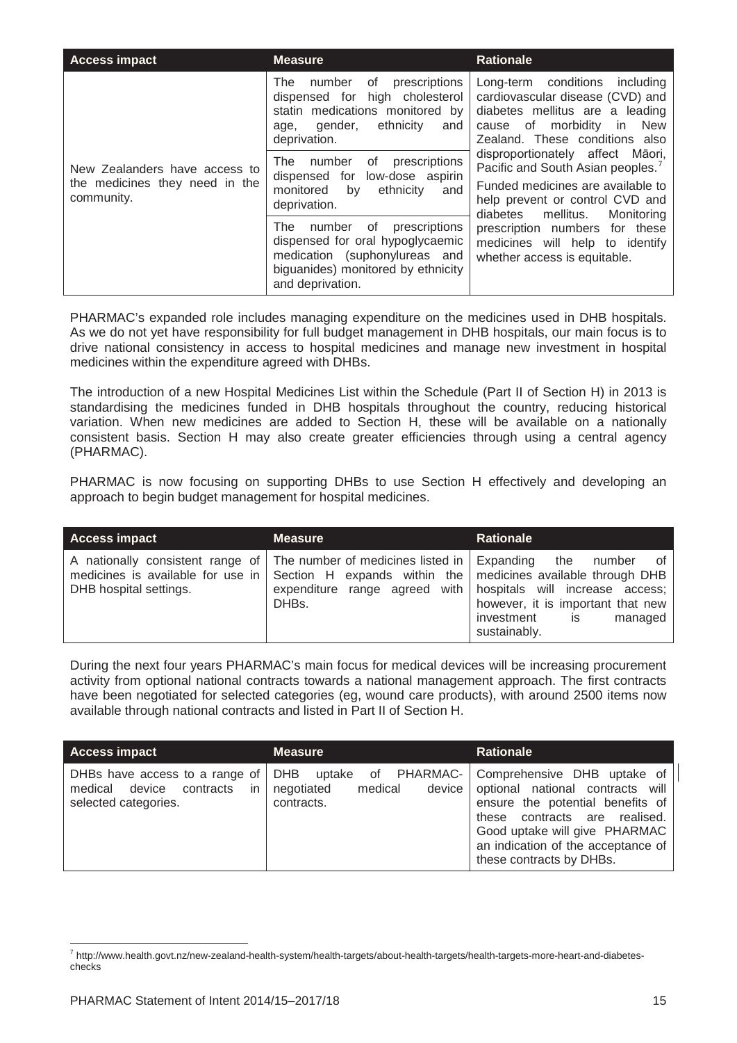| Access impact | Measure | Rationale |
|---|---|---|
| New Zealanders have access to the medicines they need in the community. | The number of prescriptions dispensed for high cholesterol statin medications monitored by age, gender, ethnicity and deprivation. | Long-term conditions including cardiovascular disease (CVD) and diabetes mellitus are a leading cause of morbidity in New Zealand. These conditions also disproportionately affect Māori, Pacific and South Asian peoples.[7] Funded medicines are available to help prevent or control CVD and diabetes mellitus. Monitoring prescription numbers for these medicines will help to identify whether access is equitable. |
| | The number of prescriptions dispensed for low-dose aspirin monitored by ethnicity and deprivation. | |
| | The number of prescriptions dispensed for oral hypoglycaemic medication (suphonylureas and biguanides) monitored by ethnicity and deprivation. | |

PHARMAC's expanded role includes managing expenditure on the medicines used in DHB hospitals. As we do not yet have responsibility for full budget management in DHB hospitals, our main focus is to drive national consistency in access to hospital medicines and manage new investment in hospital medicines within the expenditure agreed with DHBs.

The introduction of a new Hospital Medicines List within the Schedule (Part II of Section H) in 2013 is standardising the medicines funded in DHB hospitals throughout the country, reducing historical variation. When new medicines are added to Section H, these will be available on a nationally consistent basis. Section H may also create greater efficiencies through using a central agency (PHARMAC).

PHARMAC is now focusing on supporting DHBs to use Section H effectively and developing an approach to begin budget management for hospital medicines.

| Access impact | Measure | Rationale |
|---|---|---|
| A nationally consistent range of medicines is available for use in DHB hospital settings. | The number of medicines listed in Section H expands within the expenditure range agreed with DHBs. | Expanding the number of medicines available through DHB hospitals will increase access; however, it is important that new investment is managed sustainably. |

During the next four years PHARMAC's main focus for medical devices will be increasing procurement activity from optional national contracts towards a national management approach. The first contracts have been negotiated for selected categories (eg, wound care products), with around 2500 items now available through national contracts and listed in Part II of Section H.

| Access impact | Measure | Rationale |
|---|---|---|
| DHBs have access to a range of medical device contracts in selected categories. | DHB uptake of PHARMAC-negotiated medical device contracts. | Comprehensive DHB uptake of optional national contracts will ensure the potential benefits of these contracts are realised. Good uptake will give PHARMAC an indication of the acceptance of these contracts by DHBs. |

[7] http://www.health.govt.nz/new-zealand-health-system/health-targets/about-health-targets/health-targets-more-heart-and-diabetes-checks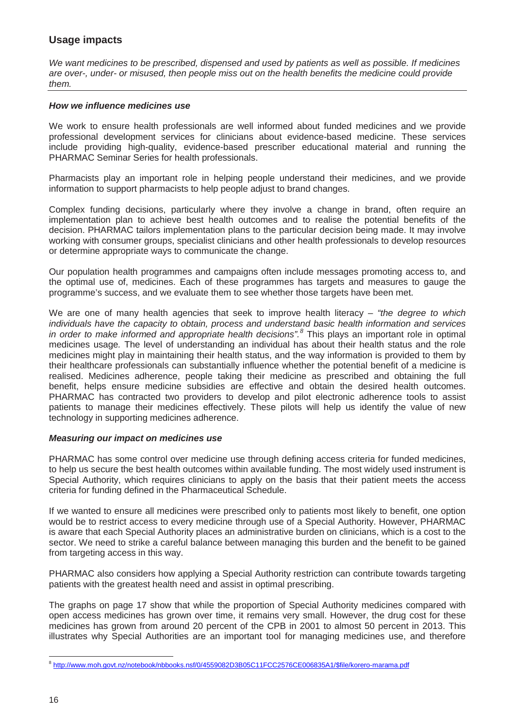## Usage impacts

*We want medicines to be prescribed, dispensed and used by patients as well as possible. If medicines are over-, under- or misused, then people miss out on the health benefits the medicine could provide them.*

### *How we influence medicines use*

We work to ensure health professionals are well informed about funded medicines and we provide professional development services for clinicians about evidence-based medicine. These services include providing high-quality, evidence-based prescriber educational material and running the PHARMAC Seminar Series for health professionals.

Pharmacists play an important role in helping people understand their medicines, and we provide information to support pharmacists to help people adjust to brand changes.

Complex funding decisions, particularly where they involve a change in brand, often require an implementation plan to achieve best health outcomes and to realise the potential benefits of the decision. PHARMAC tailors implementation plans to the particular decision being made. It may involve working with consumer groups, specialist clinicians and other health professionals to develop resources or determine appropriate ways to communicate the change.

Our population health programmes and campaigns often include messages promoting access to, and the optimal use of, medicines. Each of these programmes has targets and measures to gauge the programme's success, and we evaluate them to see whether those targets have been met.

We are one of many health agencies that seek to improve health literacy – *"the degree to which individuals have the capacity to obtain, process and understand basic health information and services in order to make informed and appropriate health decisions".*[8] This plays an important role in optimal medicines usage. The level of understanding an individual has about their health status and the role medicines might play in maintaining their health status, and the way information is provided to them by their healthcare professionals can substantially influence whether the potential benefit of a medicine is realised. Medicines adherence, people taking their medicine as prescribed and obtaining the full benefit, helps ensure medicine subsidies are effective and obtain the desired health outcomes. PHARMAC has contracted two providers to develop and pilot electronic adherence tools to assist patients to manage their medicines effectively. These pilots will help us identify the value of new technology in supporting medicines adherence.

### *Measuring our impact on medicines use*

PHARMAC has some control over medicine use through defining access criteria for funded medicines, to help us secure the best health outcomes within available funding. The most widely used instrument is Special Authority, which requires clinicians to apply on the basis that their patient meets the access criteria for funding defined in the Pharmaceutical Schedule.

If we wanted to ensure all medicines were prescribed only to patients most likely to benefit, one option would be to restrict access to every medicine through use of a Special Authority. However, PHARMAC is aware that each Special Authority places an administrative burden on clinicians, which is a cost to the sector. We need to strike a careful balance between managing this burden and the benefit to be gained from targeting access in this way.

PHARMAC also considers how applying a Special Authority restriction can contribute towards targeting patients with the greatest health need and assist in optimal prescribing.

The graphs on page 17 show that while the proportion of Special Authority medicines compared with open access medicines has grown over time, it remains very small. However, the drug cost for these medicines has grown from around 20 percent of the CPB in 2001 to almost 50 percent in 2013. This illustrates why Special Authorities are an important tool for managing medicines use, and therefore

---

[8] http://www.moh.govt.nz/notebook/nbbooks.nsf/0/4559082D3B05C11FCC2576CE006835A1/$file/korero-marama.pdf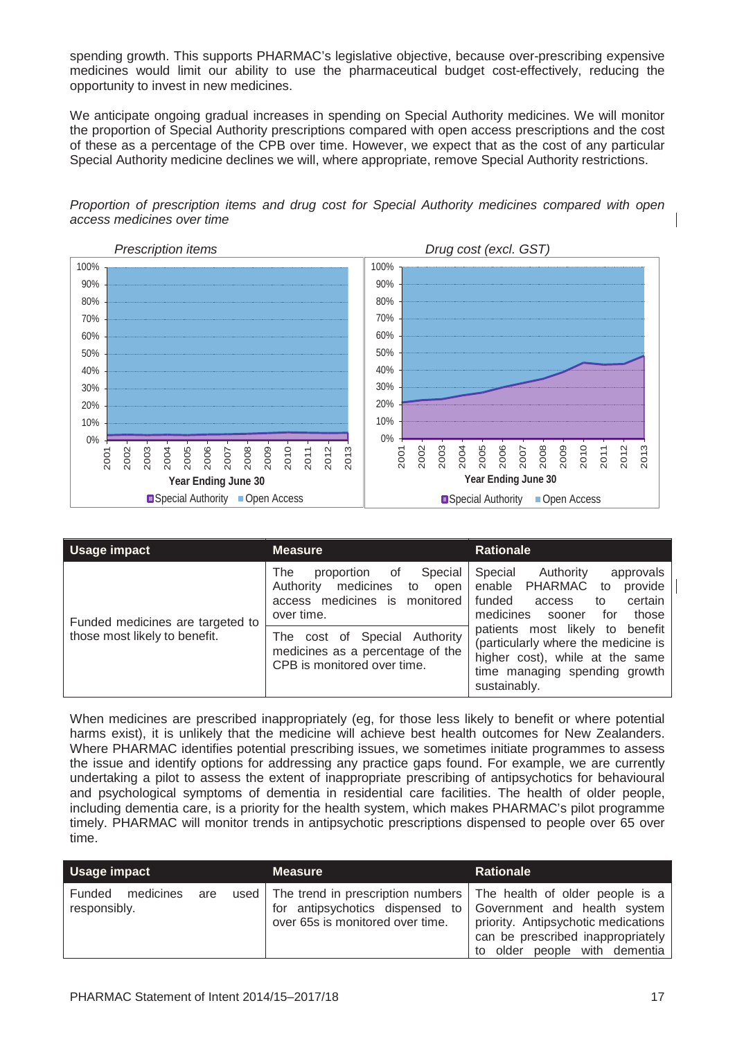spending growth. This supports PHARMAC's legislative objective, because over-prescribing expensive medicines would limit our ability to use the pharmaceutical budget cost-effectively, reducing the opportunity to invest in new medicines.

We anticipate ongoing gradual increases in spending on Special Authority medicines. We will monitor the proportion of Special Authority prescriptions compared with open access prescriptions and the cost of these as a percentage of the CPB over time. However, we expect that as the cost of any particular Special Authority medicine declines we will, where appropriate, remove Special Authority restrictions.

*Proportion of prescription items and drug cost for Special Authority medicines compared with open access medicines over time*

| Usage impact | Measure | Rationale |
|---|---|---|
| Funded medicines are targeted to those most likely to benefit. | The proportion of Special Authority medicines to open access medicines is monitored over time.<br><br>The cost of Special Authority medicines as a percentage of the CPB is monitored over time. | Special Authority approvals enable PHARMAC to provide funded access to certain medicines sooner for those patients most likely to benefit (particularly where the medicine is higher cost), while at the same time managing spending growth sustainably. |

When medicines are prescribed inappropriately (eg, for those less likely to benefit or where potential harms exist), it is unlikely that the medicine will achieve best health outcomes for New Zealanders. Where PHARMAC identifies potential prescribing issues, we sometimes initiate programmes to assess the issue and identify options for addressing any practice gaps found. For example, we are currently undertaking a pilot to assess the extent of inappropriate prescribing of antipsychotics for behavioural and psychological symptoms of dementia in residential care facilities. The health of older people, including dementia care, is a priority for the health system, which makes PHARMAC's pilot programme timely. PHARMAC will monitor trends in antipsychotic prescriptions dispensed to people over 65 over time.

| Usage impact | Measure | Rationale |
|---|---|---|
| Funded medicines are used responsibly. | The trend in prescription numbers for antipsychotics dispensed to over 65s is monitored over time. | The health of older people is a Government and health system priority. Antipsychotic medications can be prescribed inappropriately to older people with dementia |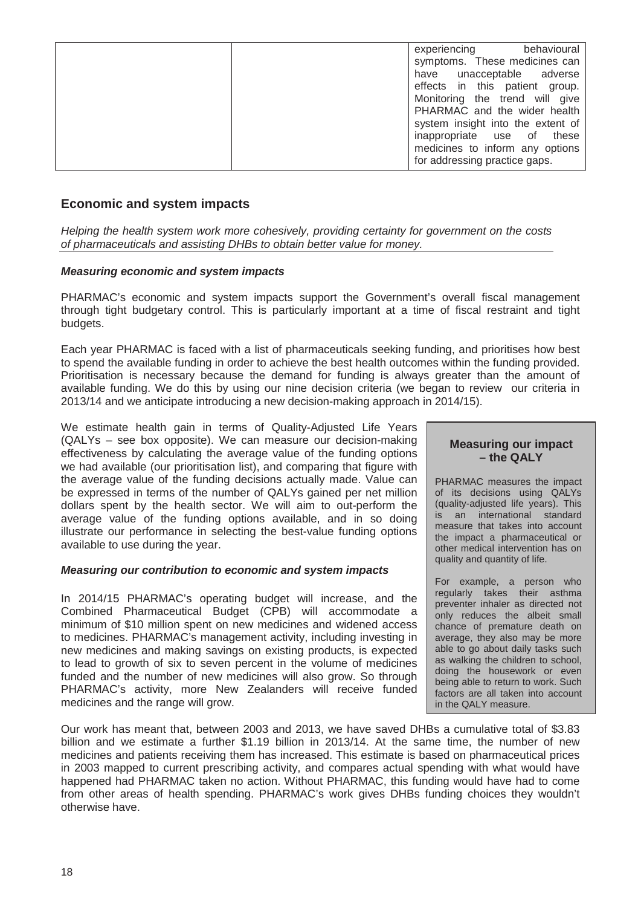| | | experiencing behavioural symptoms. These medicines can have unacceptable adverse effects in this patient group. Monitoring the trend will give PHARMAC and the wider health system insight into the extent of inappropriate use of these medicines to inform any options for addressing practice gaps. |
|---|---|---|

## Economic and system impacts

*Helping the health system work more cohesively, providing certainty for government on the costs of pharmaceuticals and assisting DHBs to obtain better value for money.*

***Measuring economic and system impacts***

PHARMAC's economic and system impacts support the Government's overall fiscal management through tight budgetary control. This is particularly important at a time of fiscal restraint and tight budgets.

Each year PHARMAC is faced with a list of pharmaceuticals seeking funding, and prioritises how best to spend the available funding in order to achieve the best health outcomes within the funding provided. Prioritisation is necessary because the demand for funding is always greater than the amount of available funding. We do this by using our nine decision criteria (we began to review our criteria in 2013/14 and we anticipate introducing a new decision-making approach in 2014/15).

We estimate health gain in terms of Quality-Adjusted Life Years (QALYs – see box opposite). We can measure our decision-making effectiveness by calculating the average value of the funding options we had available (our prioritisation list), and comparing that figure with the average value of the funding decisions actually made. Value can be expressed in terms of the number of QALYs gained per net million dollars spent by the health sector. We will aim to out-perform the average value of the funding options available, and in so doing illustrate our performance in selecting the best-value funding options available to use during the year.

> **Measuring our impact – the QALY**
>
> PHARMAC measures the impact of its decisions using QALYs (quality-adjusted life years). This is an international standard measure that takes into account the impact a pharmaceutical or other medical intervention has on quality and quantity of life.
>
> For example, a person who regularly takes their asthma preventer inhaler as directed not only reduces the albeit small chance of premature death on average, they also may be more able to go about daily tasks such as walking the children to school, doing the housework or even being able to return to work. Such factors are all taken into account in the QALY measure.

***Measuring our contribution to economic and system impacts***

In 2014/15 PHARMAC's operating budget will increase, and the Combined Pharmaceutical Budget (CPB) will accommodate a minimum of \$10 million spent on new medicines and widened access to medicines. PHARMAC's management activity, including investing in new medicines and making savings on existing products, is expected to lead to growth of six to seven percent in the volume of medicines funded and the number of new medicines will also grow. So through PHARMAC's activity, more New Zealanders will receive funded medicines and the range will grow.

Our work has meant that, between 2003 and 2013, we have saved DHBs a cumulative total of \$3.83 billion and we estimate a further \$1.19 billion in 2013/14. At the same time, the number of new medicines and patients receiving them has increased. This estimate is based on pharmaceutical prices in 2003 mapped to current prescribing activity, and compares actual spending with what would have happened had PHARMAC taken no action. Without PHARMAC, this funding would have had to come from other areas of health spending. PHARMAC's work gives DHBs funding choices they wouldn't otherwise have.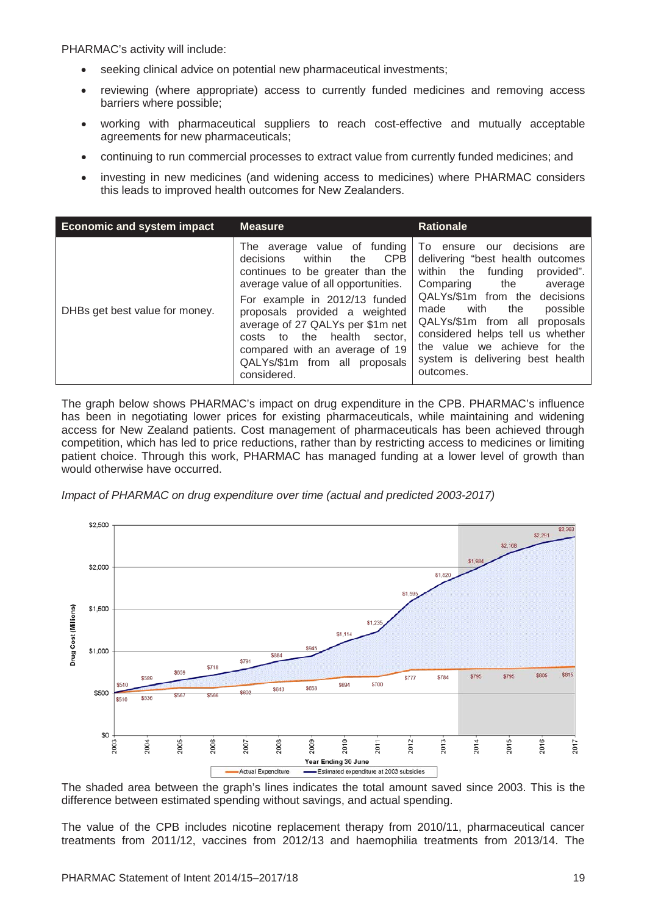PHARMAC's activity will include:

- seeking clinical advice on potential new pharmaceutical investments;
- reviewing (where appropriate) access to currently funded medicines and removing access barriers where possible;
- working with pharmaceutical suppliers to reach cost-effective and mutually acceptable agreements for new pharmaceuticals;
- continuing to run commercial processes to extract value from currently funded medicines; and
- investing in new medicines (and widening access to medicines) where PHARMAC considers this leads to improved health outcomes for New Zealanders.

| Economic and system impact | Measure | Rationale |
|---|---|---|
| DHBs get best value for money. | The average value of funding decisions within the CPB continues to be greater than the average value of all opportunities. For example in 2012/13 funded proposals provided a weighted average of 27 QALYs per $1m net costs to the health sector, compared with an average of 19 QALYs/$1m from all proposals considered. | To ensure our decisions are delivering "best health outcomes within the funding provided". Comparing the average QALYs/$1m from the decisions made with the possible QALYs/$1m from all proposals considered helps tell us whether the value we achieve for the system is delivering best health outcomes. |

The graph below shows PHARMAC's impact on drug expenditure in the CPB. PHARMAC's influence has been in negotiating lower prices for existing pharmaceuticals, while maintaining and widening access for New Zealand patients. Cost management of pharmaceuticals has been achieved through competition, which has led to price reductions, rather than by restricting access to medicines or limiting patient choice. Through this work, PHARMAC has managed funding at a lower level of growth than would otherwise have occurred.

*Impact of PHARMAC on drug expenditure over time (actual and predicted 2003-2017)*

| Year Ending 30 June | Actual Expenditure ($m) | Estimated expenditure at 2003 subsidies ($m) |
|---|---|---|
| 2003 | $510 | $510 |
| 2004 | $536 | $589 |
| 2005 | $567 | $659 |
| 2006 | $566 | $718 |
| 2007 | $602 | $791 |
| 2008 | $640 | $884 |
| 2009 | $653 | $945 |
| 2010 | $694 | $1,114 |
| 2011 | $700 | $1,235 |
| 2012 | $777 | $1,595 |
| 2013 | $784 | $1,820 |
| 2014 | $795 | $1,984 |
| 2015 | $795 | $2,168 |
| 2016 | $806 | $2,291 |
| 2017 | $815 | $2,363 |

The shaded area between the graph's lines indicates the total amount saved since 2003. This is the difference between estimated spending without savings, and actual spending.

The value of the CPB includes nicotine replacement therapy from 2010/11, pharmaceutical cancer treatments from 2011/12, vaccines from 2012/13 and haemophilia treatments from 2013/14. The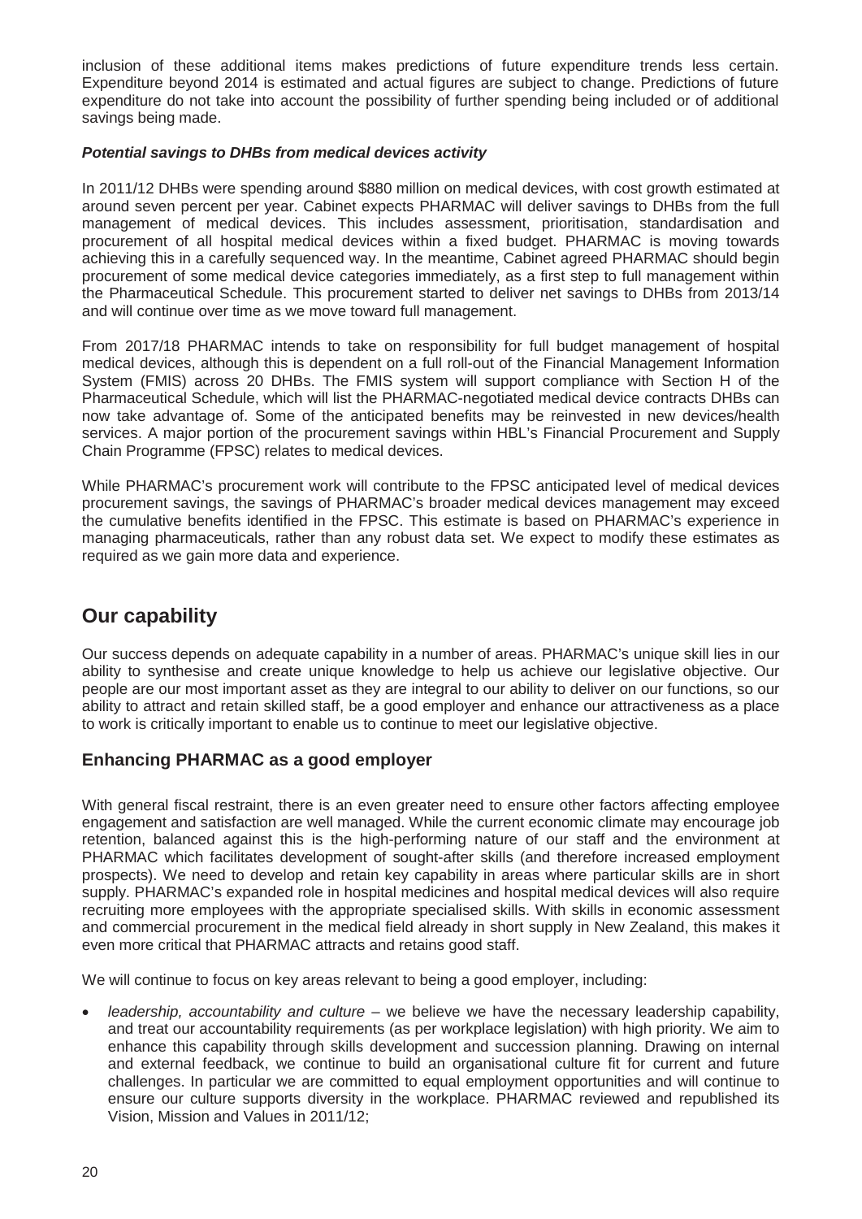inclusion of these additional items makes predictions of future expenditure trends less certain. Expenditure beyond 2014 is estimated and actual figures are subject to change. Predictions of future expenditure do not take into account the possibility of further spending being included or of additional savings being made.

#### *Potential savings to DHBs from medical devices activity*

In 2011/12 DHBs were spending around $880 million on medical devices, with cost growth estimated at around seven percent per year. Cabinet expects PHARMAC will deliver savings to DHBs from the full management of medical devices. This includes assessment, prioritisation, standardisation and procurement of all hospital medical devices within a fixed budget. PHARMAC is moving towards achieving this in a carefully sequenced way. In the meantime, Cabinet agreed PHARMAC should begin procurement of some medical device categories immediately, as a first step to full management within the Pharmaceutical Schedule. This procurement started to deliver net savings to DHBs from 2013/14 and will continue over time as we move toward full management.

From 2017/18 PHARMAC intends to take on responsibility for full budget management of hospital medical devices, although this is dependent on a full roll-out of the Financial Management Information System (FMIS) across 20 DHBs. The FMIS system will support compliance with Section H of the Pharmaceutical Schedule, which will list the PHARMAC-negotiated medical device contracts DHBs can now take advantage of. Some of the anticipated benefits may be reinvested in new devices/health services. A major portion of the procurement savings within HBL's Financial Procurement and Supply Chain Programme (FPSC) relates to medical devices.

While PHARMAC's procurement work will contribute to the FPSC anticipated level of medical devices procurement savings, the savings of PHARMAC's broader medical devices management may exceed the cumulative benefits identified in the FPSC. This estimate is based on PHARMAC's experience in managing pharmaceuticals, rather than any robust data set. We expect to modify these estimates as required as we gain more data and experience.

## Our capability

Our success depends on adequate capability in a number of areas. PHARMAC's unique skill lies in our ability to synthesise and create unique knowledge to help us achieve our legislative objective. Our people are our most important asset as they are integral to our ability to deliver on our functions, so our ability to attract and retain skilled staff, be a good employer and enhance our attractiveness as a place to work is critically important to enable us to continue to meet our legislative objective.

### Enhancing PHARMAC as a good employer

With general fiscal restraint, there is an even greater need to ensure other factors affecting employee engagement and satisfaction are well managed. While the current economic climate may encourage job retention, balanced against this is the high-performing nature of our staff and the environment at PHARMAC which facilitates development of sought-after skills (and therefore increased employment prospects). We need to develop and retain key capability in areas where particular skills are in short supply. PHARMAC's expanded role in hospital medicines and hospital medical devices will also require recruiting more employees with the appropriate specialised skills. With skills in economic assessment and commercial procurement in the medical field already in short supply in New Zealand, this makes it even more critical that PHARMAC attracts and retains good staff.

We will continue to focus on key areas relevant to being a good employer, including:

- *leadership, accountability and culture* – we believe we have the necessary leadership capability, and treat our accountability requirements (as per workplace legislation) with high priority. We aim to enhance this capability through skills development and succession planning. Drawing on internal and external feedback, we continue to build an organisational culture fit for current and future challenges. In particular we are committed to equal employment opportunities and will continue to ensure our culture supports diversity in the workplace. PHARMAC reviewed and republished its Vision, Mission and Values in 2011/12;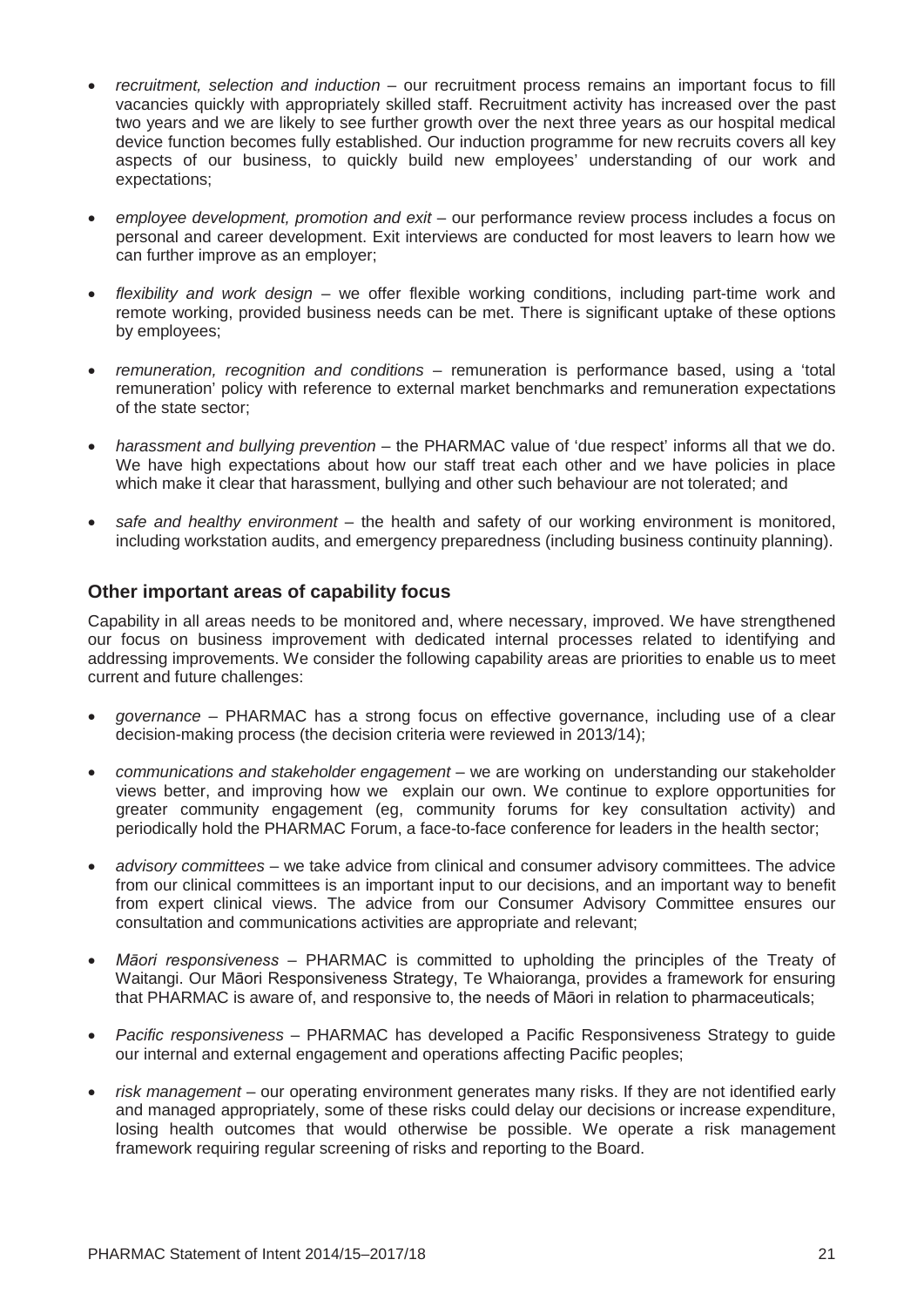- *recruitment, selection and induction* – our recruitment process remains an important focus to fill vacancies quickly with appropriately skilled staff. Recruitment activity has increased over the past two years and we are likely to see further growth over the next three years as our hospital medical device function becomes fully established. Our induction programme for new recruits covers all key aspects of our business, to quickly build new employees' understanding of our work and expectations;

- *employee development, promotion and exit* – our performance review process includes a focus on personal and career development. Exit interviews are conducted for most leavers to learn how we can further improve as an employer;

- *flexibility and work design* – we offer flexible working conditions, including part-time work and remote working, provided business needs can be met. There is significant uptake of these options by employees;

- *remuneration, recognition and conditions* – remuneration is performance based, using a 'total remuneration' policy with reference to external market benchmarks and remuneration expectations of the state sector;

- *harassment and bullying prevention* – the PHARMAC value of 'due respect' informs all that we do. We have high expectations about how our staff treat each other and we have policies in place which make it clear that harassment, bullying and other such behaviour are not tolerated; and

- *safe and healthy environment* – the health and safety of our working environment is monitored, including workstation audits, and emergency preparedness (including business continuity planning).

## Other important areas of capability focus

Capability in all areas needs to be monitored and, where necessary, improved. We have strengthened our focus on business improvement with dedicated internal processes related to identifying and addressing improvements. We consider the following capability areas are priorities to enable us to meet current and future challenges:

- *governance* – PHARMAC has a strong focus on effective governance, including use of a clear decision-making process (the decision criteria were reviewed in 2013/14);

- *communications and stakeholder engagement* – we are working on understanding our stakeholder views better, and improving how we explain our own. We continue to explore opportunities for greater community engagement (eg, community forums for key consultation activity) and periodically hold the PHARMAC Forum, a face-to-face conference for leaders in the health sector;

- *advisory committees* – we take advice from clinical and consumer advisory committees. The advice from our clinical committees is an important input to our decisions, and an important way to benefit from expert clinical views. The advice from our Consumer Advisory Committee ensures our consultation and communications activities are appropriate and relevant;

- *Māori responsiveness* – PHARMAC is committed to upholding the principles of the Treaty of Waitangi. Our Māori Responsiveness Strategy, Te Whaioranga, provides a framework for ensuring that PHARMAC is aware of, and responsive to, the needs of Māori in relation to pharmaceuticals;

- *Pacific responsiveness* – PHARMAC has developed a Pacific Responsiveness Strategy to guide our internal and external engagement and operations affecting Pacific peoples;

- *risk management* – our operating environment generates many risks. If they are not identified early and managed appropriately, some of these risks could delay our decisions or increase expenditure, losing health outcomes that would otherwise be possible. We operate a risk management framework requiring regular screening of risks and reporting to the Board.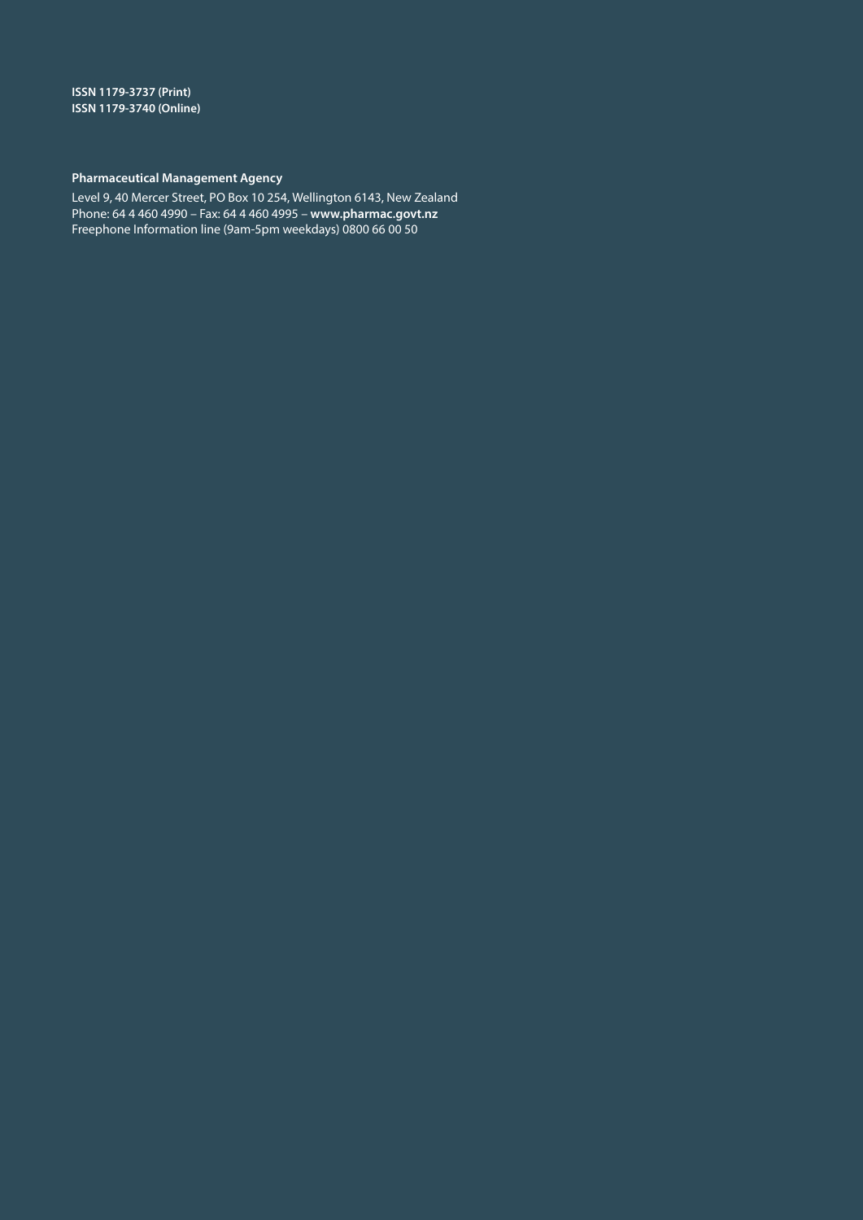**ISSN 1179-3737 (Print)**
**ISSN 1179-3740 (Online)**

**Pharmaceutical Management Agency**

Level 9, 40 Mercer Street, PO Box 10 254, Wellington 6143, New Zealand
Phone: 64 4 460 4990 – Fax: 64 4 460 4995 – **www.pharmac.govt.nz**
Freephone Information line (9am-5pm weekdays) 0800 66 00 50